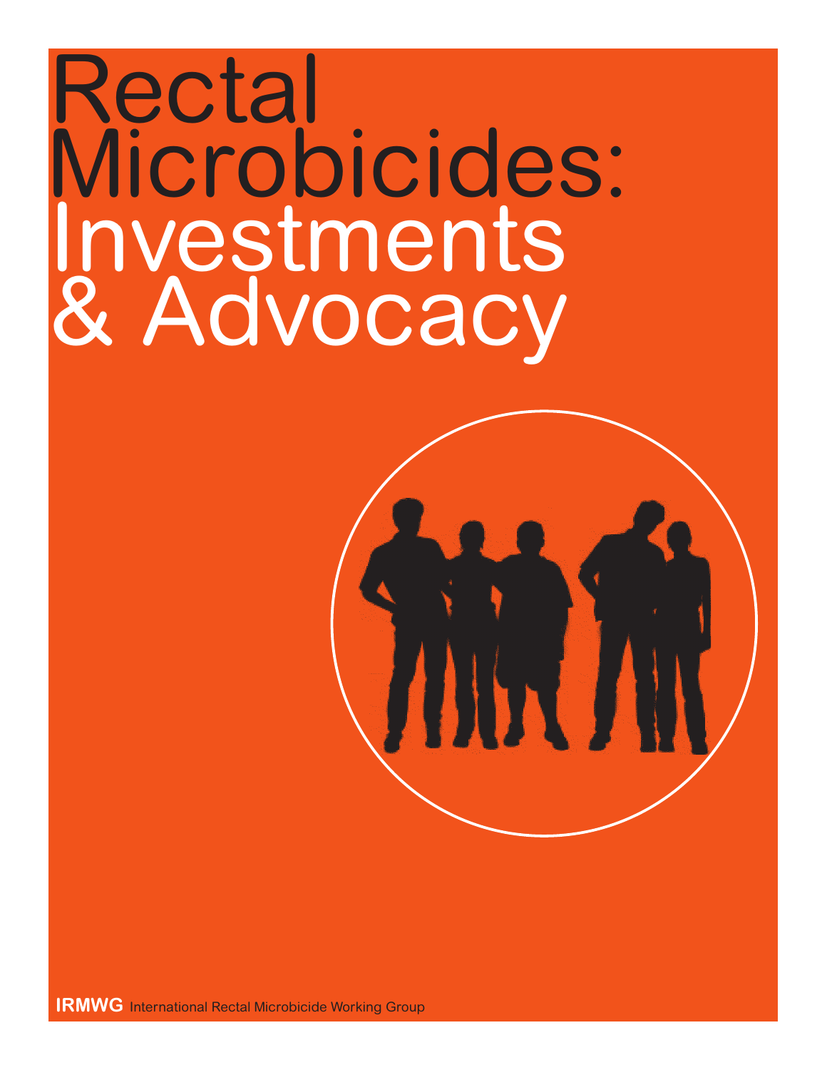# Rectal Microbicides: Investments & Advocacy

**IRMWG** International Rectal Microbicide Working Group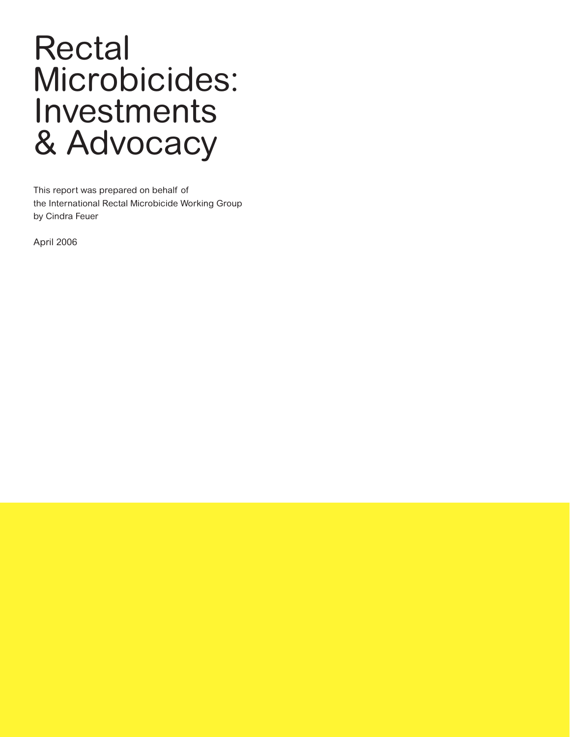# Rectal Microbicides: Investments & Advocacy

This report was prepared on behalf of the International Rectal Microbicide Working Group by Cindra Feuer

April 2006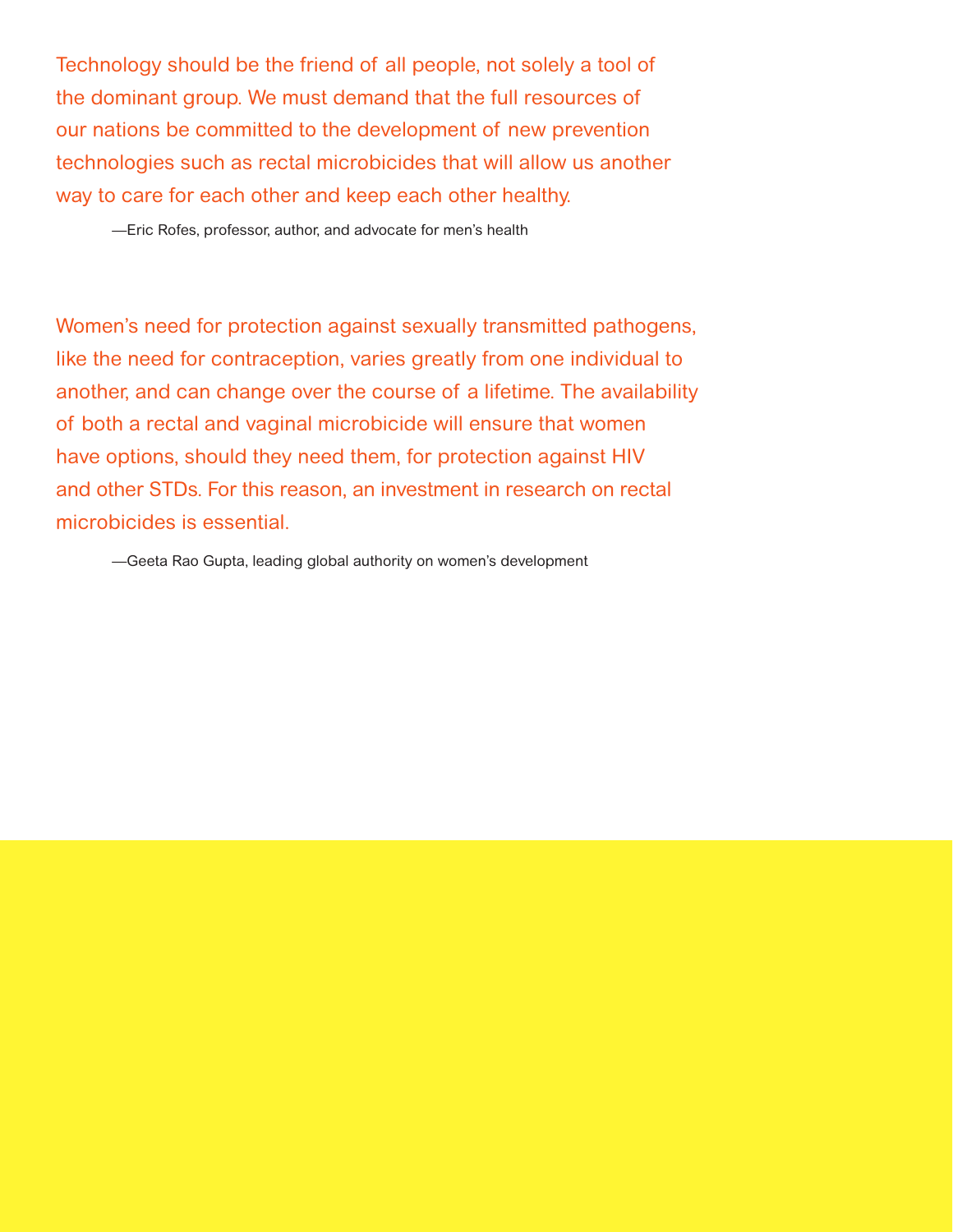Technology should be the friend of all people, not solely a tool of the dominant group. We must demand that the full resources of our nations be committed to the development of new prevention technologies such as rectal microbicides that will allow us another way to care for each other and keep each other healthy.

—Eric Rofes, professor, author, and advocate for men's health

Women's need for protection against sexually transmitted pathogens, like the need for contraception, varies greatly from one individual to another, and can change over the course of a lifetime. The availability of both a rectal and vaginal microbicide will ensure that women have options, should they need them, for protection against HIV and other STDs. For this reason, an investment in research on rectal microbicides is essential.

—Geeta Rao Gupta, leading global authority on women's development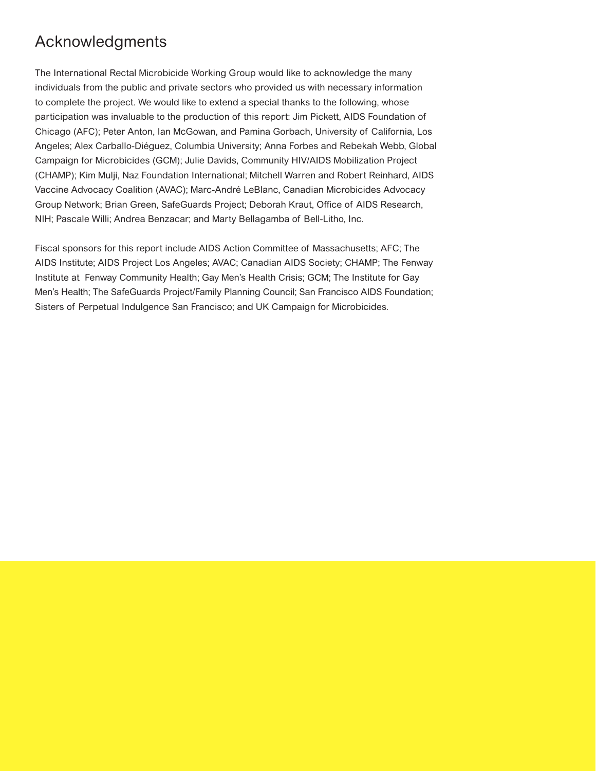# Acknowledgments

The International Rectal Microbicide Working Group would like to acknowledge the many individuals from the public and private sectors who provided us with necessary information to complete the project. We would like to extend a special thanks to the following, whose participation was invaluable to the production of this report: Jim Pickett, AIDS Foundation of Chicago (AFC); Peter Anton, Ian McGowan, and Pamina Gorbach, University of California, Los Angeles; Alex Carballo-Diéguez, Columbia University; Anna Forbes and Rebekah Webb, Global Campaign for Microbicides (GCM); Julie Davids, Community HIV/AIDS Mobilization Project (CHAMP); Kim Mulji, Naz Foundation International; Mitchell Warren and Robert Reinhard, AIDS Vaccine Advocacy Coalition (AVAC); Marc-André LeBlanc, Canadian Microbicides Advocacy Group Network; Brian Green, SafeGuards Project; Deborah Kraut, Office of AIDS Research, NIH; Pascale Willi; Andrea Benzacar; and Marty Bellagamba of Bell-Litho, Inc.

Fiscal sponsors for this report include AIDS Action Committee of Massachusetts; AFC; The AIDS Institute; AIDS Project Los Angeles; AVAC; Canadian AIDS Society; CHAMP; The Fenway Institute at Fenway Community Health; Gay Men's Health Crisis; GCM; The Institute for Gay Men's Health; The SafeGuards Project/Family Planning Council; San Francisco AIDS Foundation; Sisters of Perpetual Indulgence San Francisco; and UK Campaign for Microbicides.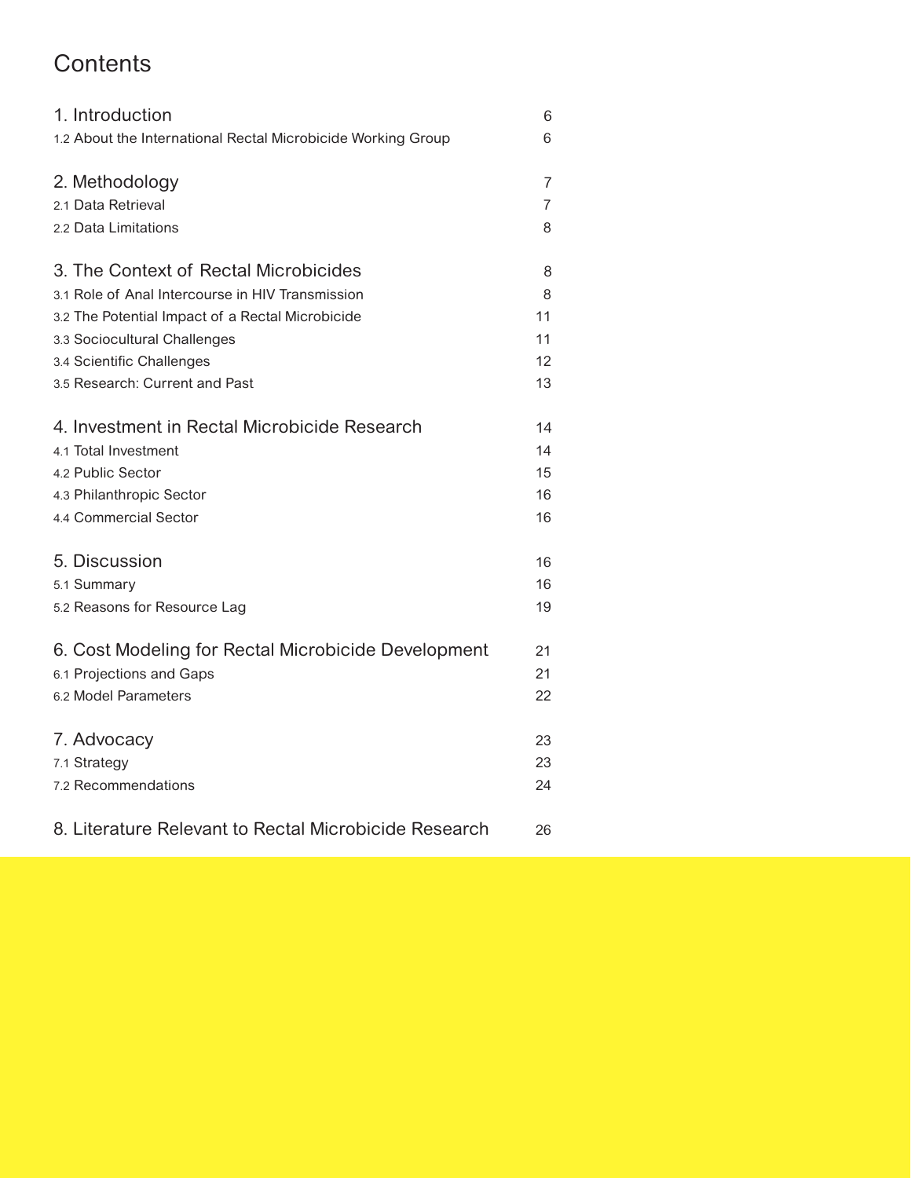# Contents

| | |
|---|---|
| **1. Introduction** | 6 |
| 1.2 About the International Rectal Microbicide Working Group | 6 |
| **2. Methodology** | 7 |
| 2.1 Data Retrieval | 7 |
| 2.2 Data Limitations | 8 |
| **3. The Context of Rectal Microbicides** | 8 |
| 3.1 Role of Anal Intercourse in HIV Transmission | 8 |
| 3.2 The Potential Impact of a Rectal Microbicide | 11 |
| 3.3 Sociocultural Challenges | 11 |
| 3.4 Scientific Challenges | 12 |
| 3.5 Research: Current and Past | 13 |
| **4. Investment in Rectal Microbicide Research** | 14 |
| 4.1 Total Investment | 14 |
| 4.2 Public Sector | 15 |
| 4.3 Philanthropic Sector | 16 |
| 4.4 Commercial Sector | 16 |
| **5. Discussion** | 16 |
| 5.1 Summary | 16 |
| 5.2 Reasons for Resource Lag | 19 |
| **6. Cost Modeling for Rectal Microbicide Development** | 21 |
| 6.1 Projections and Gaps | 21 |
| 6.2 Model Parameters | 22 |
| **7. Advocacy** | 23 |
| 7.1 Strategy | 23 |
| 7.2 Recommendations | 24 |
| **8. Literature Relevant to Rectal Microbicide Research** | 26 |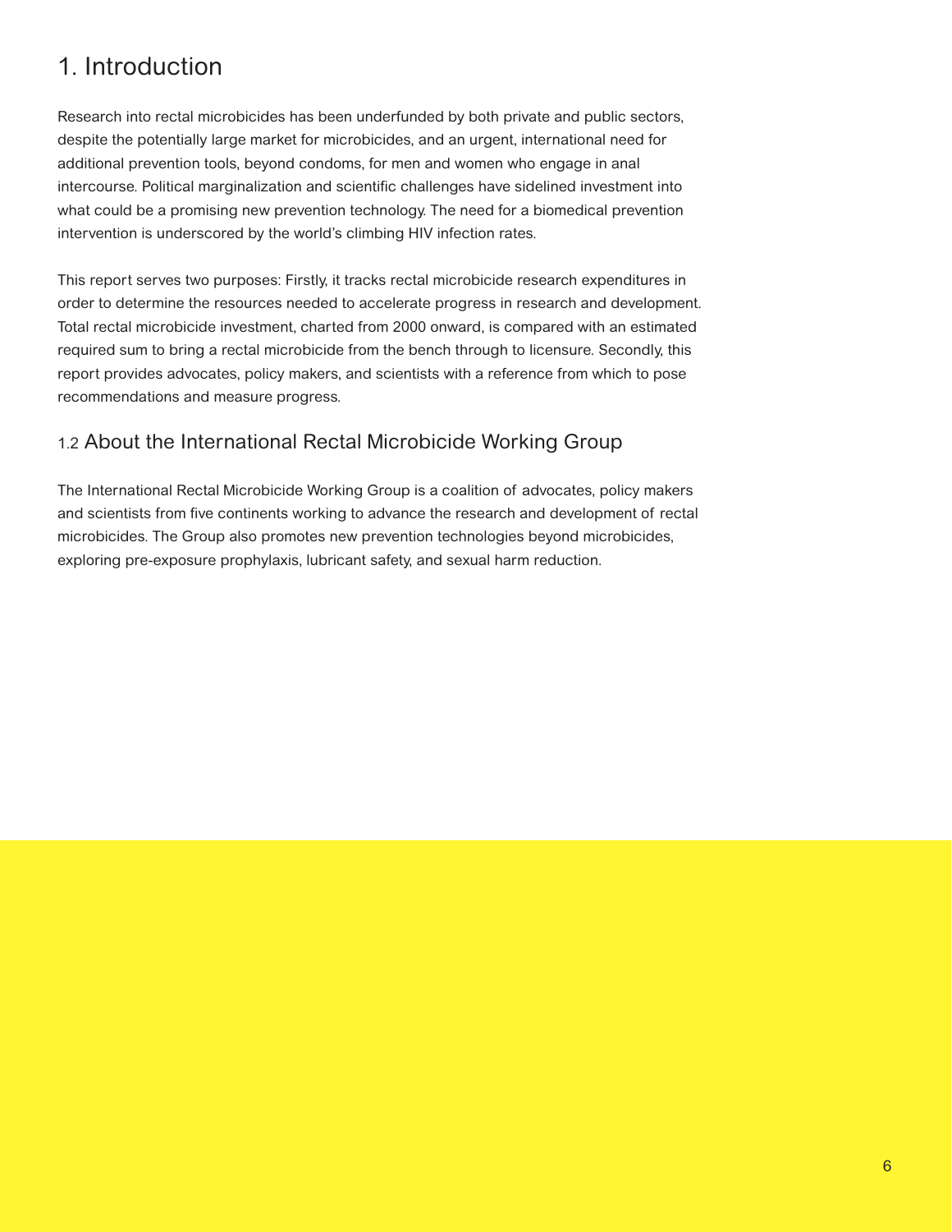# 1. Introduction

Research into rectal microbicides has been underfunded by both private and public sectors, despite the potentially large market for microbicides, and an urgent, international need for additional prevention tools, beyond condoms, for men and women who engage in anal intercourse. Political marginalization and scientific challenges have sidelined investment into what could be a promising new prevention technology. The need for a biomedical prevention intervention is underscored by the world's climbing HIV infection rates.

This report serves two purposes: Firstly, it tracks rectal microbicide research expenditures in order to determine the resources needed to accelerate progress in research and development. Total rectal microbicide investment, charted from 2000 onward, is compared with an estimated required sum to bring a rectal microbicide from the bench through to licensure. Secondly, this report provides advocates, policy makers, and scientists with a reference from which to pose recommendations and measure progress.

## 1.2 About the International Rectal Microbicide Working Group

The International Rectal Microbicide Working Group is a coalition of advocates, policy makers and scientists from five continents working to advance the research and development of rectal microbicides. The Group also promotes new prevention technologies beyond microbicides, exploring pre-exposure prophylaxis, lubricant safety, and sexual harm reduction.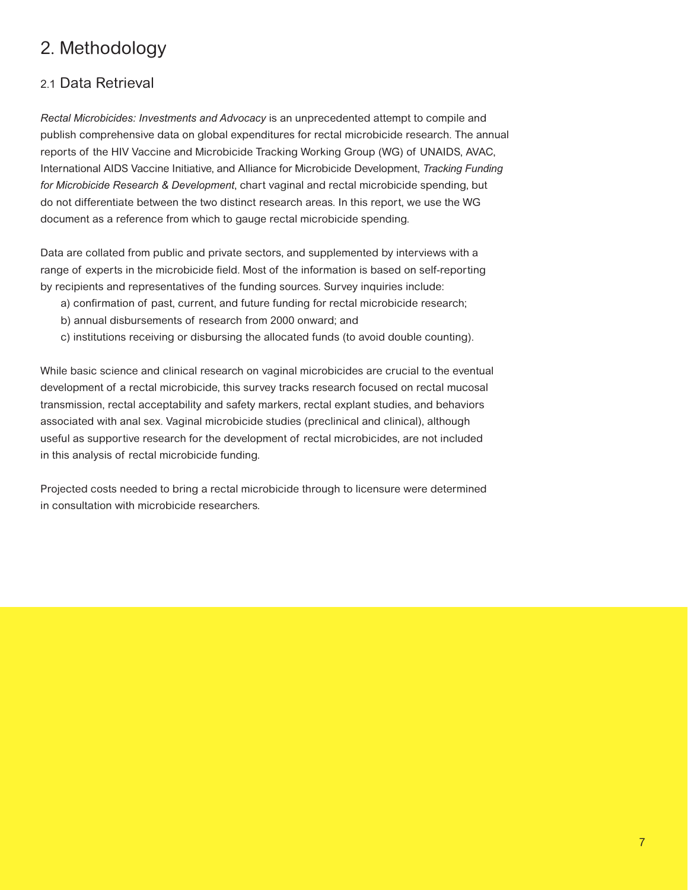# 2. Methodology

## 2.1 Data Retrieval

*Rectal Microbicides: Investments and Advocacy* is an unprecedented attempt to compile and publish comprehensive data on global expenditures for rectal microbicide research. The annual reports of the HIV Vaccine and Microbicide Tracking Working Group (WG) of UNAIDS, AVAC, International AIDS Vaccine Initiative, and Alliance for Microbicide Development, *Tracking Funding for Microbicide Research & Development*, chart vaginal and rectal microbicide spending, but do not differentiate between the two distinct research areas. In this report, we use the WG document as a reference from which to gauge rectal microbicide spending.

Data are collated from public and private sectors, and supplemented by interviews with a range of experts in the microbicide field. Most of the information is based on self-reporting by recipients and representatives of the funding sources. Survey inquiries include:

a) confirmation of past, current, and future funding for rectal microbicide research;
b) annual disbursements of research from 2000 onward; and
c) institutions receiving or disbursing the allocated funds (to avoid double counting).

While basic science and clinical research on vaginal microbicides are crucial to the eventual development of a rectal microbicide, this survey tracks research focused on rectal mucosal transmission, rectal acceptability and safety markers, rectal explant studies, and behaviors associated with anal sex. Vaginal microbicide studies (preclinical and clinical), although useful as supportive research for the development of rectal microbicides, are not included in this analysis of rectal microbicide funding.

Projected costs needed to bring a rectal microbicide through to licensure were determined in consultation with microbicide researchers.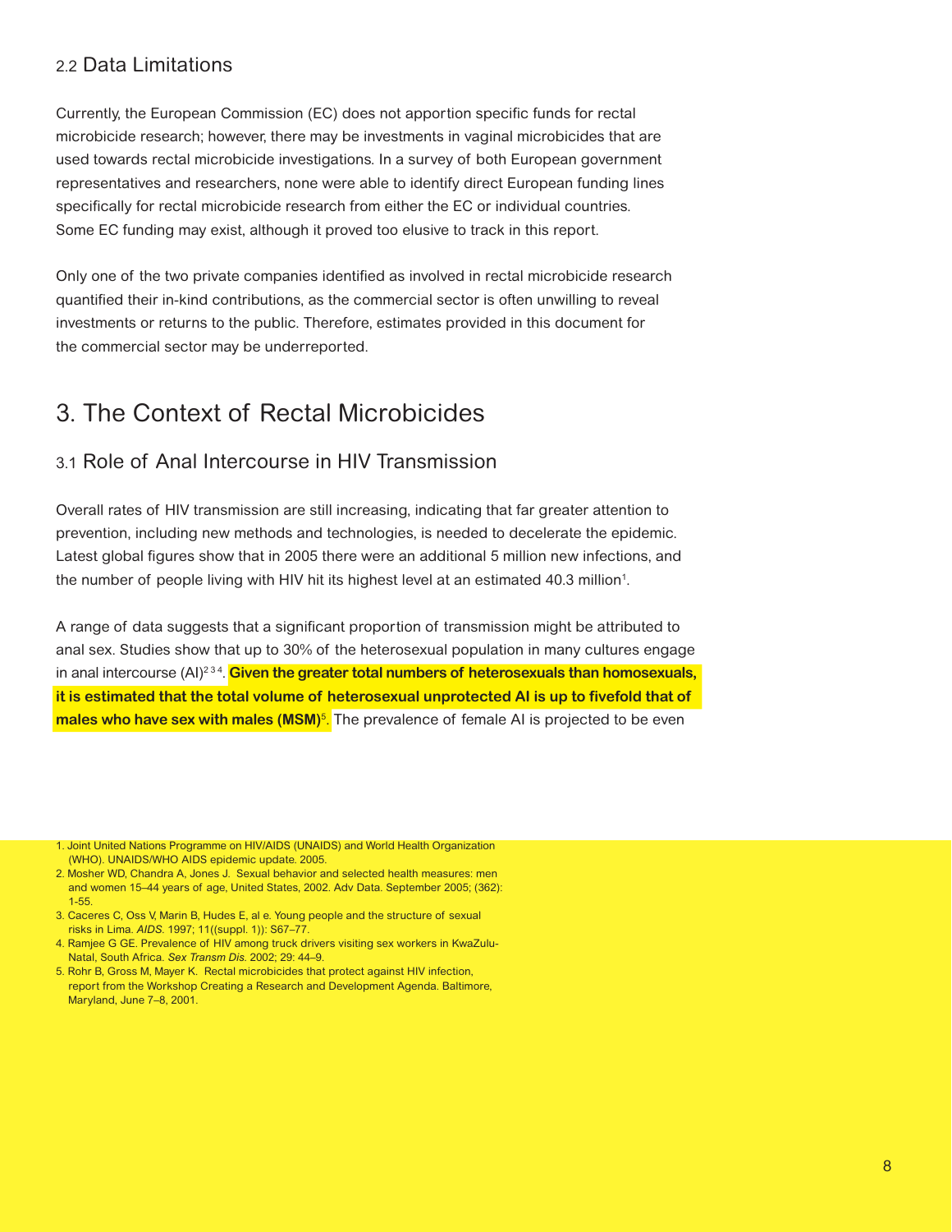## 2.2 Data Limitations

Currently, the European Commission (EC) does not apportion specific funds for rectal microbicide research; however, there may be investments in vaginal microbicides that are used towards rectal microbicide investigations. In a survey of both European government representatives and researchers, none were able to identify direct European funding lines specifically for rectal microbicide research from either the EC or individual countries. Some EC funding may exist, although it proved too elusive to track in this report.

Only one of the two private companies identified as involved in rectal microbicide research quantified their in-kind contributions, as the commercial sector is often unwilling to reveal investments or returns to the public. Therefore, estimates provided in this document for the commercial sector may be underreported.

# 3. The Context of Rectal Microbicides

## 3.1 Role of Anal Intercourse in HIV Transmission

Overall rates of HIV transmission are still increasing, indicating that far greater attention to prevention, including new methods and technologies, is needed to decelerate the epidemic. Latest global figures show that in 2005 there were an additional 5 million new infections, and the number of people living with HIV hit its highest level at an estimated 40.3 million[1].

A range of data suggests that a significant proportion of transmission might be attributed to anal sex. Studies show that up to 30% of the heterosexual population in many cultures engage in anal intercourse (AI)[2 3 4]. **Given the greater total numbers of heterosexuals than homosexuals, it is estimated that the total volume of heterosexual unprotected AI is up to fivefold that of males who have sex with males (MSM)**[5]**.** The prevalence of female AI is projected to be even

1. Joint United Nations Programme on HIV/AIDS (UNAIDS) and World Health Organization (WHO). UNAIDS/WHO AIDS epidemic update. 2005.
2. Mosher WD, Chandra A, Jones J. Sexual behavior and selected health measures: men and women 15–44 years of age, United States, 2002. Adv Data. September 2005; (362): 1-55.
3. Caceres C, Oss V, Marin B, Hudes E, al e. Young people and the structure of sexual risks in Lima. *AIDS.* 1997; 11((suppl. 1)): S67–77.
4. Ramjee G GE. Prevalence of HIV among truck drivers visiting sex workers in KwaZulu-Natal, South Africa. *Sex Transm Dis.* 2002; 29: 44–9.
5. Rohr B, Gross M, Mayer K. Rectal microbicides that protect against HIV infection, report from the Workshop Creating a Research and Development Agenda. Baltimore, Maryland, June 7–8, 2001.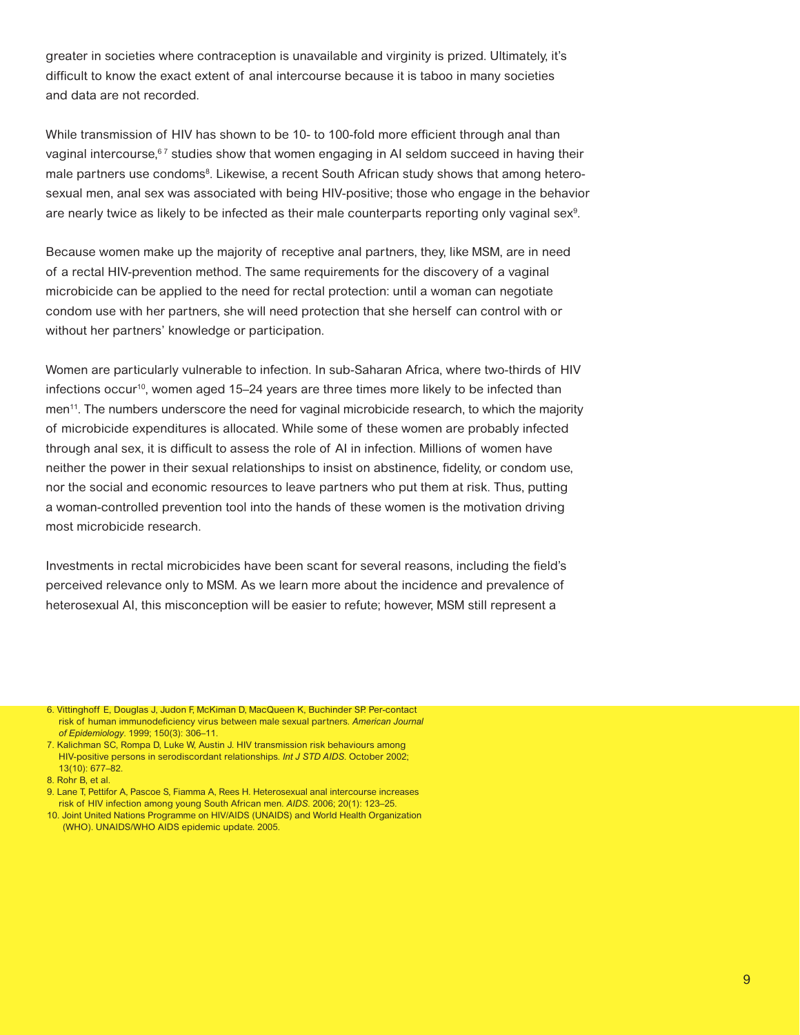greater in societies where contraception is unavailable and virginity is prized. Ultimately, it's difficult to know the exact extent of anal intercourse because it is taboo in many societies and data are not recorded.

While transmission of HIV has shown to be 10- to 100-fold more efficient through anal than vaginal intercourse,[6 7] studies show that women engaging in AI seldom succeed in having their male partners use condoms[8]. Likewise, a recent South African study shows that among heterosexual men, anal sex was associated with being HIV-positive; those who engage in the behavior are nearly twice as likely to be infected as their male counterparts reporting only vaginal sex[9].

Because women make up the majority of receptive anal partners, they, like MSM, are in need of a rectal HIV-prevention method. The same requirements for the discovery of a vaginal microbicide can be applied to the need for rectal protection: until a woman can negotiate condom use with her partners, she will need protection that she herself can control with or without her partners' knowledge or participation.

Women are particularly vulnerable to infection. In sub-Saharan Africa, where two-thirds of HIV infections occur[10], women aged 15–24 years are three times more likely to be infected than men[11]. The numbers underscore the need for vaginal microbicide research, to which the majority of microbicide expenditures is allocated. While some of these women are probably infected through anal sex, it is difficult to assess the role of AI in infection. Millions of women have neither the power in their sexual relationships to insist on abstinence, fidelity, or condom use, nor the social and economic resources to leave partners who put them at risk. Thus, putting a woman-controlled prevention tool into the hands of these women is the motivation driving most microbicide research.

Investments in rectal microbicides have been scant for several reasons, including the field's perceived relevance only to MSM. As we learn more about the incidence and prevalence of heterosexual AI, this misconception will be easier to refute; however, MSM still represent a

6. Vittinghoff E, Douglas J, Judon F, McKiman D, MacQueen K, Buchinder SP. Per-contact risk of human immunodeficiency virus between male sexual partners. *American Journal of Epidemiology*. 1999; 150(3): 306–11.
7. Kalichman SC, Rompa D, Luke W, Austin J. HIV transmission risk behaviours among HIV-positive persons in serodiscordant relationships. *Int J STD AIDS*. October 2002; 13(10): 677–82.
8. Rohr B, et al.
9. Lane T, Pettifor A, Pascoe S, Fiamma A, Rees H. Heterosexual anal intercourse increases risk of HIV infection among young South African men. *AIDS*. 2006; 20(1): 123–25.
10. Joint United Nations Programme on HIV/AIDS (UNAIDS) and World Health Organization (WHO). UNAIDS/WHO AIDS epidemic update. 2005.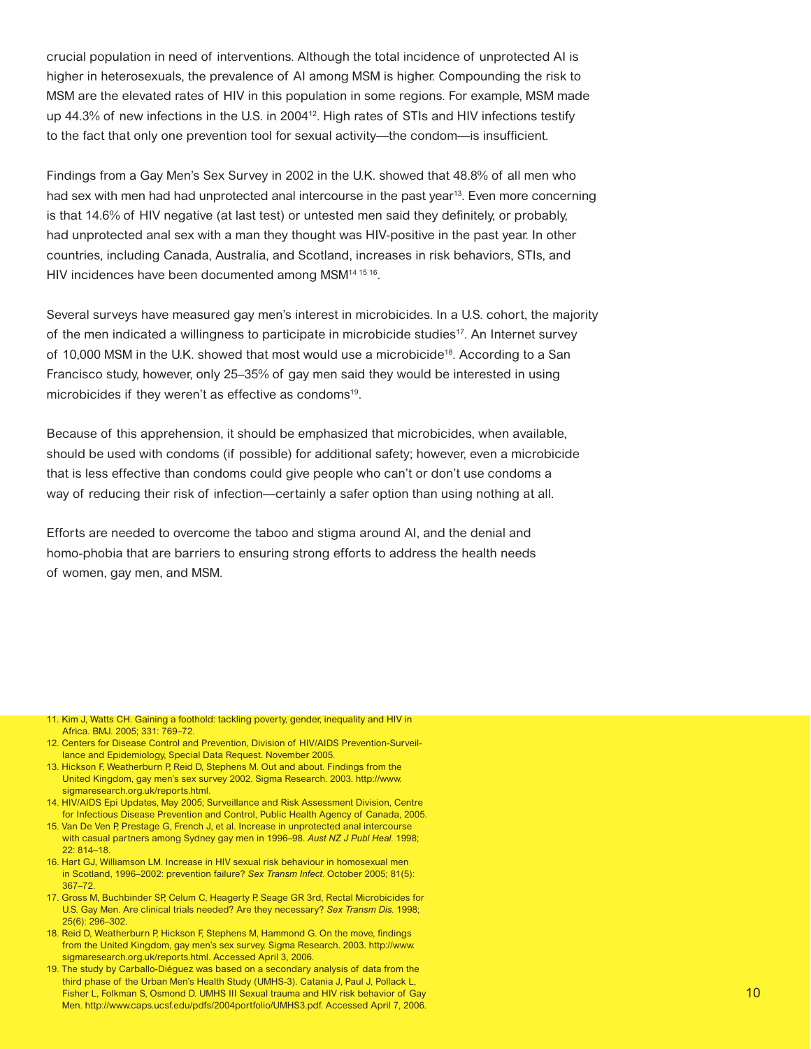crucial population in need of interventions. Although the total incidence of unprotected AI is higher in heterosexuals, the prevalence of AI among MSM is higher. Compounding the risk to MSM are the elevated rates of HIV in this population in some regions. For example, MSM made up 44.3% of new infections in the U.S. in 2004[12]. High rates of STIs and HIV infections testify to the fact that only one prevention tool for sexual activity—the condom—is insufficient.

Findings from a Gay Men's Sex Survey in 2002 in the U.K. showed that 48.8% of all men who had sex with men had had unprotected anal intercourse in the past year[13]. Even more concerning is that 14.6% of HIV negative (at last test) or untested men said they definitely, or probably, had unprotected anal sex with a man they thought was HIV-positive in the past year. In other countries, including Canada, Australia, and Scotland, increases in risk behaviors, STIs, and HIV incidences have been documented among MSM[14 15 16].

Several surveys have measured gay men's interest in microbicides. In a U.S. cohort, the majority of the men indicated a willingness to participate in microbicide studies[17]. An Internet survey of 10,000 MSM in the U.K. showed that most would use a microbicide[18]. According to a San Francisco study, however, only 25–35% of gay men said they would be interested in using microbicides if they weren't as effective as condoms[19].

Because of this apprehension, it should be emphasized that microbicides, when available, should be used with condoms (if possible) for additional safety; however, even a microbicide that is less effective than condoms could give people who can't or don't use condoms a way of reducing their risk of infection—certainly a safer option than using nothing at all.

Efforts are needed to overcome the taboo and stigma around AI, and the denial and homo-phobia that are barriers to ensuring strong efforts to address the health needs of women, gay men, and MSM.

11. Kim J, Watts CH. Gaining a foothold: tackling poverty, gender, inequality and HIV in Africa. BMJ. 2005; 331: 769–72.
12. Centers for Disease Control and Prevention, Division of HIV/AIDS Prevention-Surveillance and Epidemiology, Special Data Request. November 2005.
13. Hickson F, Weatherburn P, Reid D, Stephens M. Out and about. Findings from the United Kingdom, gay men's sex survey 2002. Sigma Research. 2003. http://www.sigmaresearch.org.uk/reports.html.
14. HIV/AIDS Epi Updates, May 2005; Surveillance and Risk Assessment Division, Centre for Infectious Disease Prevention and Control, Public Health Agency of Canada, 2005.
15. Van De Ven P, Prestage G, French J, et al. Increase in unprotected anal intercourse with casual partners among Sydney gay men in 1996–98. *Aust NZ J Publ Heal.* 1998; 22: 814–18.
16. Hart GJ, Williamson LM. Increase in HIV sexual risk behaviour in homosexual men in Scotland, 1996–2002: prevention failure? *Sex Transm Infect.* October 2005; 81(5): 367–72.
17. Gross M, Buchbinder SP, Celum C, Heagerty P, Seage GR 3rd, Rectal Microbicides for U.S. Gay Men. Are clinical trials needed? Are they necessary? *Sex Transm Dis.* 1998; 25(6): 296–302.
18. Reid D, Weatherburn P, Hickson F, Stephens M, Hammond G. On the move, findings from the United Kingdom, gay men's sex survey. Sigma Research. 2003. http://www.sigmaresearch.org.uk/reports.html. Accessed April 3, 2006.
19. The study by Carballo-Diéguez was based on a secondary analysis of data from the third phase of the Urban Men's Health Study (UMHS-3). Catania J, Paul J, Pollack L, Fisher L, Folkman S, Osmond D. UMHS III Sexual trauma and HIV risk behavior of Gay Men. http://www.caps.ucsf.edu/pdfs/2004portfolio/UMHS3.pdf. Accessed April 7, 2006.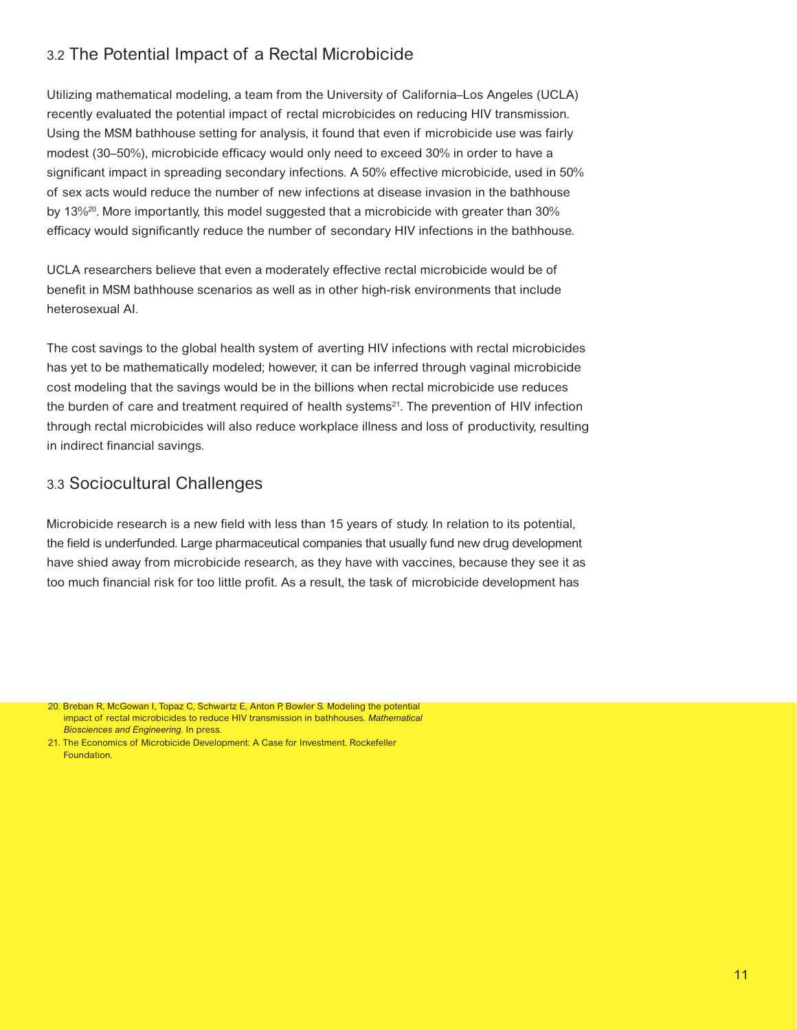## 3.2 The Potential Impact of a Rectal Microbicide

Utilizing mathematical modeling, a team from the University of California–Los Angeles (UCLA) recently evaluated the potential impact of rectal microbicides on reducing HIV transmission. Using the MSM bathhouse setting for analysis, it found that even if microbicide use was fairly modest (30–50%), microbicide efficacy would only need to exceed 30% in order to have a significant impact in spreading secondary infections. A 50% effective microbicide, used in 50% of sex acts would reduce the number of new infections at disease invasion in the bathhouse by 13%[20]. More importantly, this model suggested that a microbicide with greater than 30% efficacy would significantly reduce the number of secondary HIV infections in the bathhouse.

UCLA researchers believe that even a moderately effective rectal microbicide would be of benefit in MSM bathhouse scenarios as well as in other high-risk environments that include heterosexual AI.

The cost savings to the global health system of averting HIV infections with rectal microbicides has yet to be mathematically modeled; however, it can be inferred through vaginal microbicide cost modeling that the savings would be in the billions when rectal microbicide use reduces the burden of care and treatment required of health systems[21]. The prevention of HIV infection through rectal microbicides will also reduce workplace illness and loss of productivity, resulting in indirect financial savings.

## 3.3 Sociocultural Challenges

Microbicide research is a new field with less than 15 years of study. In relation to its potential, the field is underfunded. Large pharmaceutical companies that usually fund new drug development have shied away from microbicide research, as they have with vaccines, because they see it as too much financial risk for too little profit. As a result, the task of microbicide development has

20. Breban R, McGowan I, Topaz C, Schwartz E, Anton P, Bowler S. Modeling the potential impact of rectal microbicides to reduce HIV transmission in bathhouses. *Mathematical Biosciences and Engineering*. In press.
21. The Economics of Microbicide Development: A Case for Investment. Rockefeller Foundation.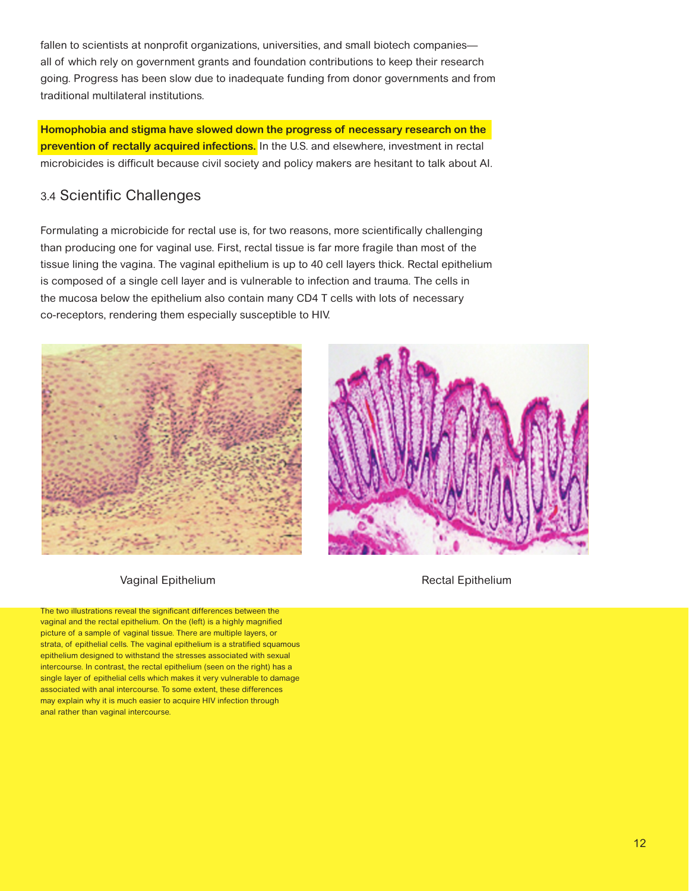fallen to scientists at nonprofit organizations, universities, and small biotech companies—all of which rely on government grants and foundation contributions to keep their research going. Progress has been slow due to inadequate funding from donor governments and from traditional multilateral institutions.

**Homophobia and stigma have slowed down the progress of necessary research on the prevention of rectally acquired infections.** In the U.S. and elsewhere, investment in rectal microbicides is difficult because civil society and policy makers are hesitant to talk about AI.

## 3.4 Scientific Challenges

Formulating a microbicide for rectal use is, for two reasons, more scientifically challenging than producing one for vaginal use. First, rectal tissue is far more fragile than most of the tissue lining the vagina. The vaginal epithelium is up to 40 cell layers thick. Rectal epithelium is composed of a single cell layer and is vulnerable to infection and trauma. The cells in the mucosa below the epithelium also contain many CD4 T cells with lots of necessary co-receptors, rendering them especially susceptible to HIV.

Vaginal Epithelium

Rectal Epithelium

The two illustrations reveal the significant differences between the vaginal and the rectal epithelium. On the (left) is a highly magnified picture of a sample of vaginal tissue. There are multiple layers, or strata, of epithelial cells. The vaginal epithelium is a stratified squamous epithelium designed to withstand the stresses associated with sexual intercourse. In contrast, the rectal epithelium (seen on the right) has a single layer of epithelial cells which makes it very vulnerable to damage associated with anal intercourse. To some extent, these differences may explain why it is much easier to acquire HIV infection through anal rather than vaginal intercourse.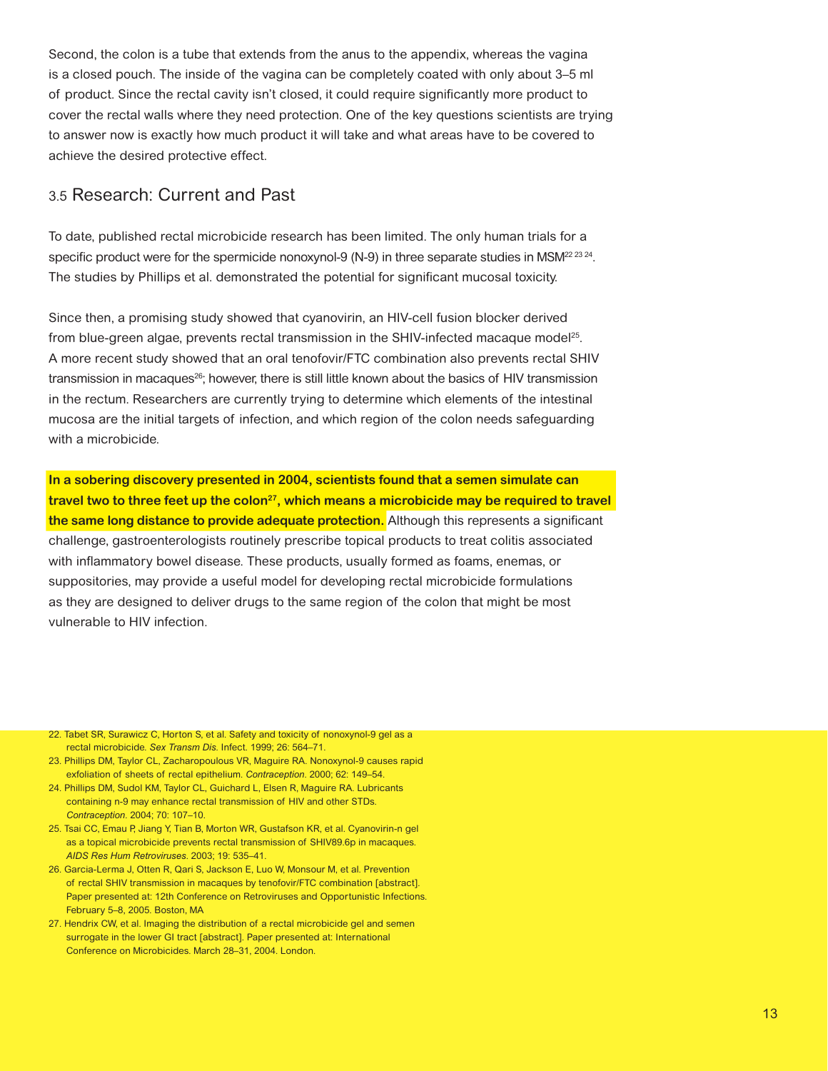Second, the colon is a tube that extends from the anus to the appendix, whereas the vagina is a closed pouch. The inside of the vagina can be completely coated with only about 3–5 ml of product. Since the rectal cavity isn't closed, it could require significantly more product to cover the rectal walls where they need protection. One of the key questions scientists are trying to answer now is exactly how much product it will take and what areas have to be covered to achieve the desired protective effect.

## 3.5 Research: Current and Past

To date, published rectal microbicide research has been limited. The only human trials for a specific product were for the spermicide nonoxynol-9 (N-9) in three separate studies in MSM[22 23 24]. The studies by Phillips et al. demonstrated the potential for significant mucosal toxicity.

Since then, a promising study showed that cyanovirin, an HIV-cell fusion blocker derived from blue-green algae, prevents rectal transmission in the SHIV-infected macaque model[25]. A more recent study showed that an oral tenofovir/FTC combination also prevents rectal SHIV transmission in macaques[26]; however, there is still little known about the basics of HIV transmission in the rectum. Researchers are currently trying to determine which elements of the intestinal mucosa are the initial targets of infection, and which region of the colon needs safeguarding with a microbicide.

**In a sobering discovery presented in 2004, scientists found that a semen simulate can travel two to three feet up the colon[27], which means a microbicide may be required to travel the same long distance to provide adequate protection.** Although this represents a significant challenge, gastroenterologists routinely prescribe topical products to treat colitis associated with inflammatory bowel disease. These products, usually formed as foams, enemas, or suppositories, may provide a useful model for developing rectal microbicide formulations as they are designed to deliver drugs to the same region of the colon that might be most vulnerable to HIV infection.

22. Tabet SR, Surawicz C, Horton S, et al. Safety and toxicity of nonoxynol-9 gel as a rectal microbicide. *Sex Transm Dis.* Infect. 1999; 26: 564–71.
23. Phillips DM, Taylor CL, Zacharopoulous VR, Maguire RA. Nonoxynol-9 causes rapid exfoliation of sheets of rectal epithelium. *Contraception*. 2000; 62: 149–54.
24. Phillips DM, Sudol KM, Taylor CL, Guichard L, Elsen R, Maguire RA. Lubricants containing n-9 may enhance rectal transmission of HIV and other STDs. *Contraception*. 2004; 70: 107–10.
25. Tsai CC, Emau P, Jiang Y, Tian B, Morton WR, Gustafson KR, et al. Cyanovirin-n gel as a topical microbicide prevents rectal transmission of SHIV89.6p in macaques. *AIDS Res Hum Retroviruses*. 2003; 19: 535–41.
26. Garcia-Lerma J, Otten R, Qari S, Jackson E, Luo W, Monsour M, et al. Prevention of rectal SHIV transmission in macaques by tenofovir/FTC combination [abstract]. Paper presented at: 12th Conference on Retroviruses and Opportunistic Infections. February 5–8, 2005. Boston, MA
27. Hendrix CW, et al. Imaging the distribution of a rectal microbicide gel and semen surrogate in the lower GI tract [abstract]. Paper presented at: International Conference on Microbicides. March 28–31, 2004. London.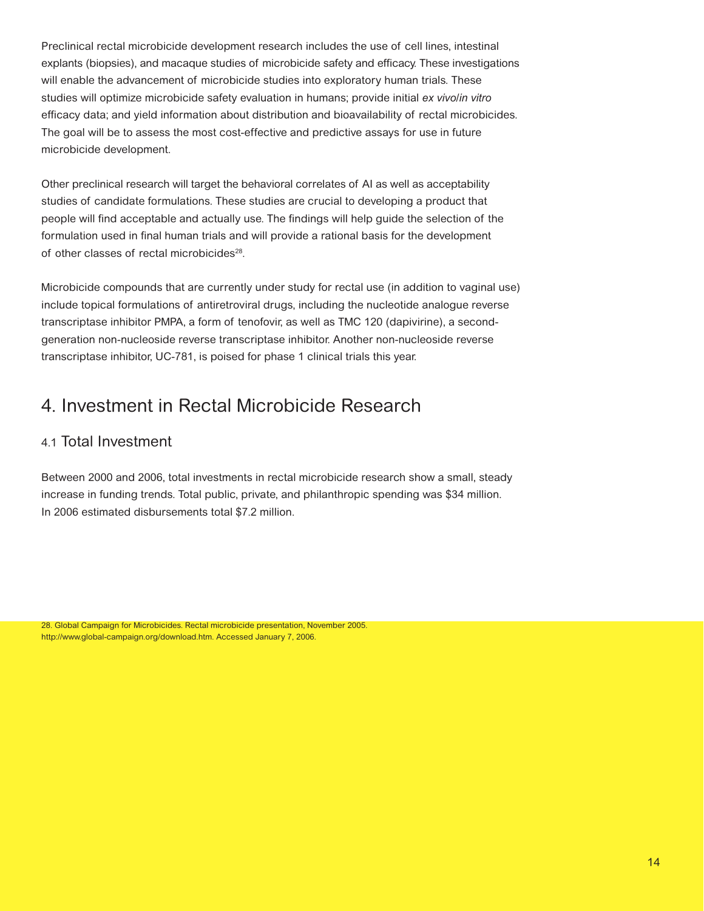Preclinical rectal microbicide development research includes the use of cell lines, intestinal explants (biopsies), and macaque studies of microbicide safety and efficacy. These investigations will enable the advancement of microbicide studies into exploratory human trials. These studies will optimize microbicide safety evaluation in humans; provide initial *ex vivo/in vitro* efficacy data; and yield information about distribution and bioavailability of rectal microbicides. The goal will be to assess the most cost-effective and predictive assays for use in future microbicide development.

Other preclinical research will target the behavioral correlates of AI as well as acceptability studies of candidate formulations. These studies are crucial to developing a product that people will find acceptable and actually use. The findings will help guide the selection of the formulation used in final human trials and will provide a rational basis for the development of other classes of rectal microbicides[28].

Microbicide compounds that are currently under study for rectal use (in addition to vaginal use) include topical formulations of antiretroviral drugs, including the nucleotide analogue reverse transcriptase inhibitor PMPA, a form of tenofovir, as well as TMC 120 (dapivirine), a second-generation non-nucleoside reverse transcriptase inhibitor. Another non-nucleoside reverse transcriptase inhibitor, UC-781, is poised for phase 1 clinical trials this year.

# 4. Investment in Rectal Microbicide Research

## 4.1 Total Investment

Between 2000 and 2006, total investments in rectal microbicide research show a small, steady increase in funding trends. Total public, private, and philanthropic spending was $34 million. In 2006 estimated disbursements total $7.2 million.

28. Global Campaign for Microbicides. Rectal microbicide presentation, November 2005. http://www.global-campaign.org/download.htm. Accessed January 7, 2006.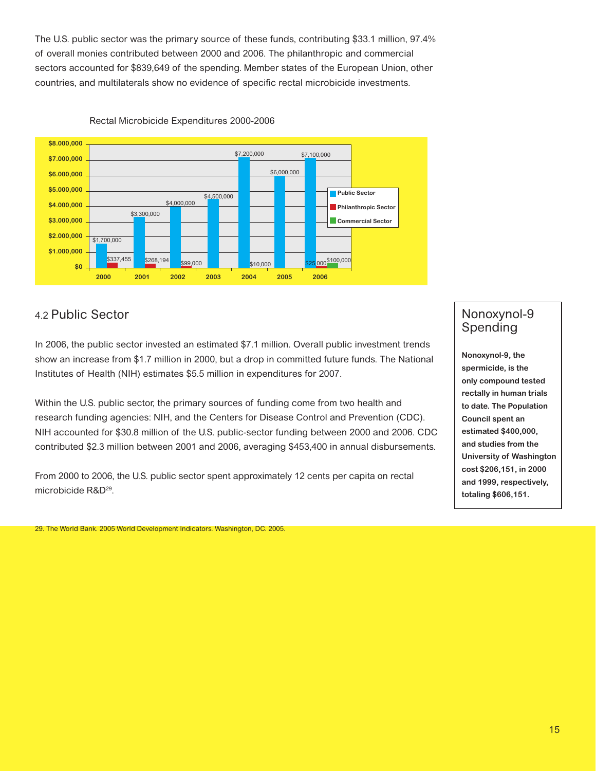The U.S. public sector was the primary source of these funds, contributing $33.1 million, 97.4% of overall monies contributed between 2000 and 2006. The philanthropic and commercial sectors accounted for $839,649 of the spending. Member states of the European Union, other countries, and multilaterals show no evidence of specific rectal microbicide investments.

Rectal Microbicide Expenditures 2000-2006

| Year | Public Sector | Philanthropic Sector | Commercial Sector |
|---|---|---|---|
| 2000 | $1,700,000 | $337,455 | |
| 2001 | $3,300,000 | $268,194 | |
| 2002 | $4,000,000 | $99,000 | |
| 2003 | $4,500,000 | | |
| 2004 | $7,200,000 | $10,000 | |
| 2005 | $6,000,000 | | |
| 2006 | $7,100,000 | $25,000 | $100,000 |

## 4.2 Public Sector

In 2006, the public sector invested an estimated $7.1 million. Overall public investment trends show an increase from $1.7 million in 2000, but a drop in committed future funds. The National Institutes of Health (NIH) estimates $5.5 million in expenditures for 2007.

Within the U.S. public sector, the primary sources of funding come from two health and research funding agencies: NIH, and the Centers for Disease Control and Prevention (CDC). NIH accounted for $30.8 million of the U.S. public-sector funding between 2000 and 2006. CDC contributed $2.3 million between 2001 and 2006, averaging $453,400 in annual disbursements.

From 2000 to 2006, the U.S. public sector spent approximately 12 cents per capita on rectal microbicide R&D[29].

### Nonoxynol-9 Spending

**Nonoxynol-9, the spermicide, is the only compound tested rectally in human trials to date. The Population Council spent an estimated $400,000, and studies from the University of Washington cost $206,151, in 2000 and 1999, respectively, totaling $606,151.**

29. The World Bank. 2005 World Development Indicators. Washington, DC. 2005.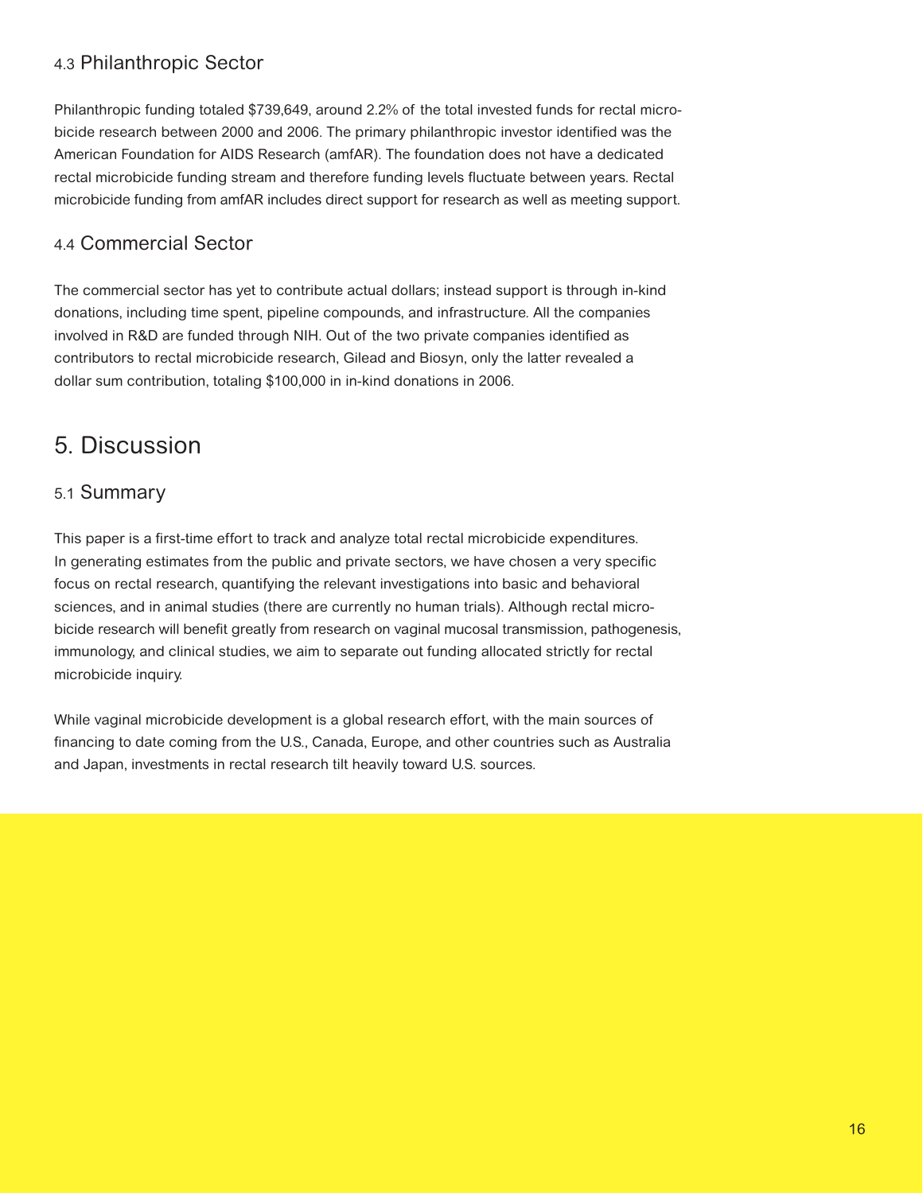### 4.3 Philanthropic Sector

Philanthropic funding totaled $739,649, around 2.2% of the total invested funds for rectal microbicide research between 2000 and 2006. The primary philanthropic investor identified was the American Foundation for AIDS Research (amfAR). The foundation does not have a dedicated rectal microbicide funding stream and therefore funding levels fluctuate between years. Rectal microbicide funding from amfAR includes direct support for research as well as meeting support.

### 4.4 Commercial Sector

The commercial sector has yet to contribute actual dollars; instead support is through in-kind donations, including time spent, pipeline compounds, and infrastructure. All the companies involved in R&D are funded through NIH. Out of the two private companies identified as contributors to rectal microbicide research, Gilead and Biosyn, only the latter revealed a dollar sum contribution, totaling $100,000 in in-kind donations in 2006.

## 5. Discussion

### 5.1 Summary

This paper is a first-time effort to track and analyze total rectal microbicide expenditures. In generating estimates from the public and private sectors, we have chosen a very specific focus on rectal research, quantifying the relevant investigations into basic and behavioral sciences, and in animal studies (there are currently no human trials). Although rectal microbicide research will benefit greatly from research on vaginal mucosal transmission, pathogenesis, immunology, and clinical studies, we aim to separate out funding allocated strictly for rectal microbicide inquiry.

While vaginal microbicide development is a global research effort, with the main sources of financing to date coming from the U.S., Canada, Europe, and other countries such as Australia and Japan, investments in rectal research tilt heavily toward U.S. sources.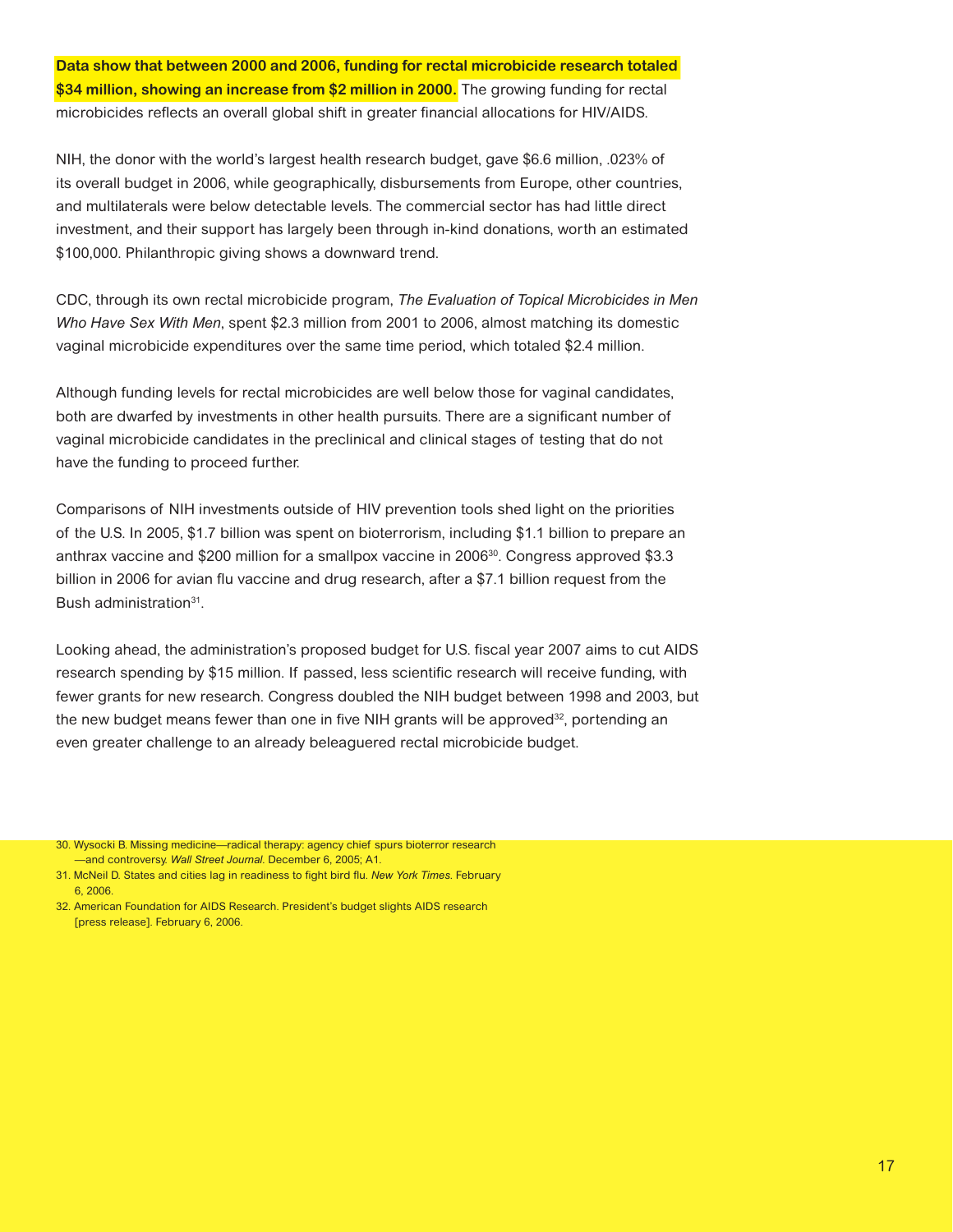**Data show that between 2000 and 2006, funding for rectal microbicide research totaled $34 million, showing an increase from $2 million in 2000.** The growing funding for rectal microbicides reflects an overall global shift in greater financial allocations for HIV/AIDS.

NIH, the donor with the world's largest health research budget, gave $6.6 million, .023% of its overall budget in 2006, while geographically, disbursements from Europe, other countries, and multilaterals were below detectable levels. The commercial sector has had little direct investment, and their support has largely been through in-kind donations, worth an estimated $100,000. Philanthropic giving shows a downward trend.

CDC, through its own rectal microbicide program, *The Evaluation of Topical Microbicides in Men Who Have Sex With Men*, spent $2.3 million from 2001 to 2006, almost matching its domestic vaginal microbicide expenditures over the same time period, which totaled $2.4 million.

Although funding levels for rectal microbicides are well below those for vaginal candidates, both are dwarfed by investments in other health pursuits. There are a significant number of vaginal microbicide candidates in the preclinical and clinical stages of testing that do not have the funding to proceed further.

Comparisons of NIH investments outside of HIV prevention tools shed light on the priorities of the U.S. In 2005, $1.7 billion was spent on bioterrorism, including $1.1 billion to prepare an anthrax vaccine and $200 million for a smallpox vaccine in 2006[30]. Congress approved $3.3 billion in 2006 for avian flu vaccine and drug research, after a $7.1 billion request from the Bush administration[31].

Looking ahead, the administration's proposed budget for U.S. fiscal year 2007 aims to cut AIDS research spending by $15 million. If passed, less scientific research will receive funding, with fewer grants for new research. Congress doubled the NIH budget between 1998 and 2003, but the new budget means fewer than one in five NIH grants will be approved[32], portending an even greater challenge to an already beleaguered rectal microbicide budget.

30. Wysocki B. Missing medicine—radical therapy: agency chief spurs bioterror research —and controversy. *Wall Street Journal*. December 6, 2005; A1.
31. McNeil D. States and cities lag in readiness to fight bird flu. *New York Times*. February 6, 2006.
32. American Foundation for AIDS Research. President's budget slights AIDS research [press release]. February 6, 2006.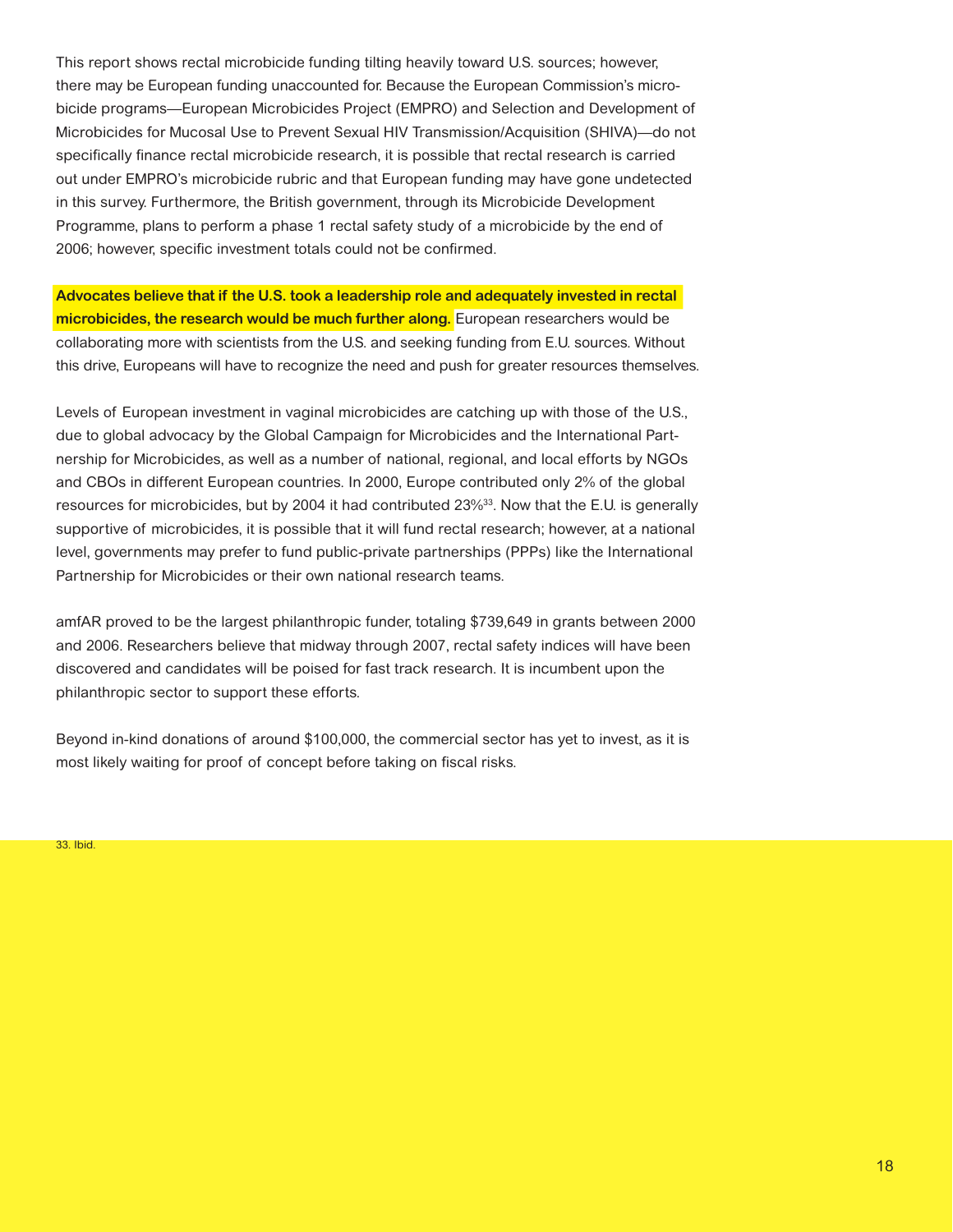This report shows rectal microbicide funding tilting heavily toward U.S. sources; however, there may be European funding unaccounted for. Because the European Commission's microbicide programs—European Microbicides Project (EMPRO) and Selection and Development of Microbicides for Mucosal Use to Prevent Sexual HIV Transmission/Acquisition (SHIVA)—do not specifically finance rectal microbicide research, it is possible that rectal research is carried out under EMPRO's microbicide rubric and that European funding may have gone undetected in this survey. Furthermore, the British government, through its Microbicide Development Programme, plans to perform a phase 1 rectal safety study of a microbicide by the end of 2006; however, specific investment totals could not be confirmed.

**Advocates believe that if the U.S. took a leadership role and adequately invested in rectal microbicides, the research would be much further along.** European researchers would be collaborating more with scientists from the U.S. and seeking funding from E.U. sources. Without this drive, Europeans will have to recognize the need and push for greater resources themselves.

Levels of European investment in vaginal microbicides are catching up with those of the U.S., due to global advocacy by the Global Campaign for Microbicides and the International Partnership for Microbicides, as well as a number of national, regional, and local efforts by NGOs and CBOs in different European countries. In 2000, Europe contributed only 2% of the global resources for microbicides, but by 2004 it had contributed 23%[33]. Now that the E.U. is generally supportive of microbicides, it is possible that it will fund rectal research; however, at a national level, governments may prefer to fund public-private partnerships (PPPs) like the International Partnership for Microbicides or their own national research teams.

amfAR proved to be the largest philanthropic funder, totaling $739,649 in grants between 2000 and 2006. Researchers believe that midway through 2007, rectal safety indices will have been discovered and candidates will be poised for fast track research. It is incumbent upon the philanthropic sector to support these efforts.

Beyond in-kind donations of around $100,000, the commercial sector has yet to invest, as it is most likely waiting for proof of concept before taking on fiscal risks.

33. Ibid.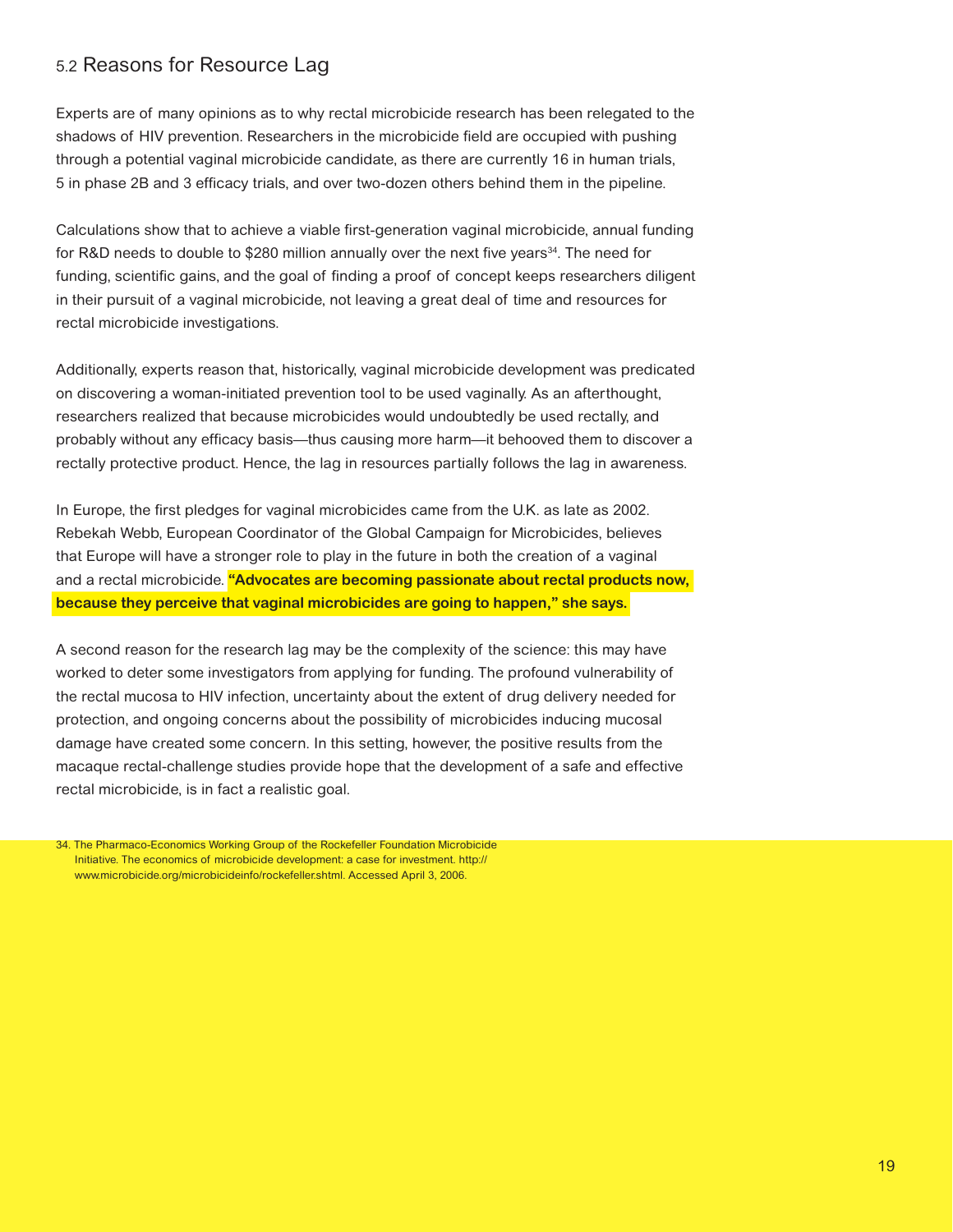## 5.2 Reasons for Resource Lag

Experts are of many opinions as to why rectal microbicide research has been relegated to the shadows of HIV prevention. Researchers in the microbicide field are occupied with pushing through a potential vaginal microbicide candidate, as there are currently 16 in human trials, 5 in phase 2B and 3 efficacy trials, and over two-dozen others behind them in the pipeline.

Calculations show that to achieve a viable first-generation vaginal microbicide, annual funding for R&D needs to double to $280 million annually over the next five years[34]. The need for funding, scientific gains, and the goal of finding a proof of concept keeps researchers diligent in their pursuit of a vaginal microbicide, not leaving a great deal of time and resources for rectal microbicide investigations.

Additionally, experts reason that, historically, vaginal microbicide development was predicated on discovering a woman-initiated prevention tool to be used vaginally. As an afterthought, researchers realized that because microbicides would undoubtedly be used rectally, and probably without any efficacy basis—thus causing more harm—it behooved them to discover a rectally protective product. Hence, the lag in resources partially follows the lag in awareness.

In Europe, the first pledges for vaginal microbicides came from the U.K. as late as 2002. Rebekah Webb, European Coordinator of the Global Campaign for Microbicides, believes that Europe will have a stronger role to play in the future in both the creation of a vaginal and a rectal microbicide. **"Advocates are becoming passionate about rectal products now, because they perceive that vaginal microbicides are going to happen," she says.**

A second reason for the research lag may be the complexity of the science: this may have worked to deter some investigators from applying for funding. The profound vulnerability of the rectal mucosa to HIV infection, uncertainty about the extent of drug delivery needed for protection, and ongoing concerns about the possibility of microbicides inducing mucosal damage have created some concern. In this setting, however, the positive results from the macaque rectal-challenge studies provide hope that the development of a safe and effective rectal microbicide, is in fact a realistic goal.

34. The Pharmaco-Economics Working Group of the Rockefeller Foundation Microbicide Initiative. The economics of microbicide development: a case for investment. http://www.microbicide.org/microbicideinfo/rockefeller.shtml. Accessed April 3, 2006.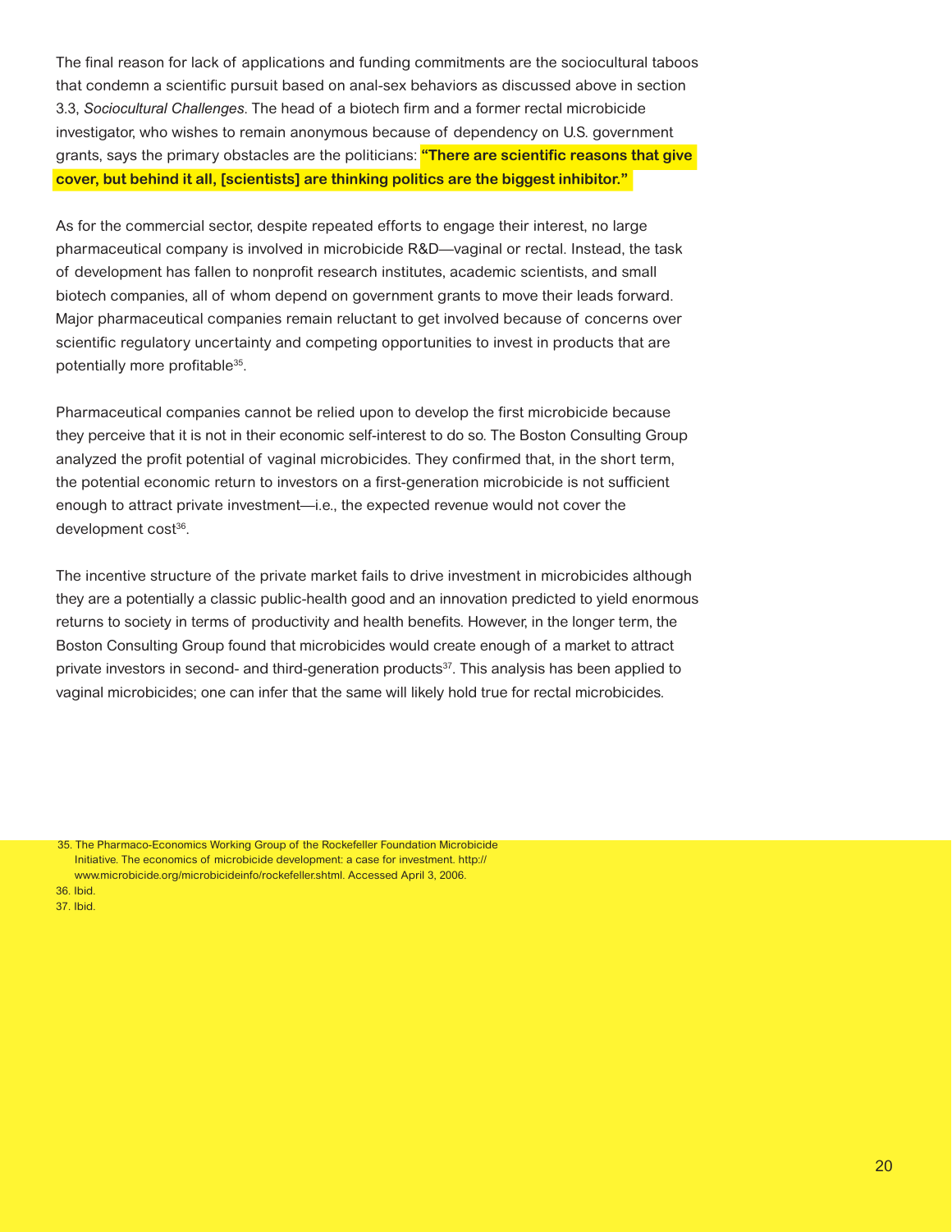The final reason for lack of applications and funding commitments are the sociocultural taboos that condemn a scientific pursuit based on anal-sex behaviors as discussed above in section 3.3, *Sociocultural Challenges*. The head of a biotech firm and a former rectal microbicide investigator, who wishes to remain anonymous because of dependency on U.S. government grants, says the primary obstacles are the politicians: **"There are scientific reasons that give cover, but behind it all, [scientists] are thinking politics are the biggest inhibitor."**

As for the commercial sector, despite repeated efforts to engage their interest, no large pharmaceutical company is involved in microbicide R&D—vaginal or rectal. Instead, the task of development has fallen to nonprofit research institutes, academic scientists, and small biotech companies, all of whom depend on government grants to move their leads forward. Major pharmaceutical companies remain reluctant to get involved because of concerns over scientific regulatory uncertainty and competing opportunities to invest in products that are potentially more profitable[35].

Pharmaceutical companies cannot be relied upon to develop the first microbicide because they perceive that it is not in their economic self-interest to do so. The Boston Consulting Group analyzed the profit potential of vaginal microbicides. They confirmed that, in the short term, the potential economic return to investors on a first-generation microbicide is not sufficient enough to attract private investment—i.e., the expected revenue would not cover the development cost[36].

The incentive structure of the private market fails to drive investment in microbicides although they are a potentially a classic public-health good and an innovation predicted to yield enormous returns to society in terms of productivity and health benefits. However, in the longer term, the Boston Consulting Group found that microbicides would create enough of a market to attract private investors in second- and third-generation products[37]. This analysis has been applied to vaginal microbicides; one can infer that the same will likely hold true for rectal microbicides.

35. The Pharmaco-Economics Working Group of the Rockefeller Foundation Microbicide Initiative. The economics of microbicide development: a case for investment. http://www.microbicide.org/microbicideinfo/rockefeller.shtml. Accessed April 3, 2006.
36. Ibid.
37. Ibid.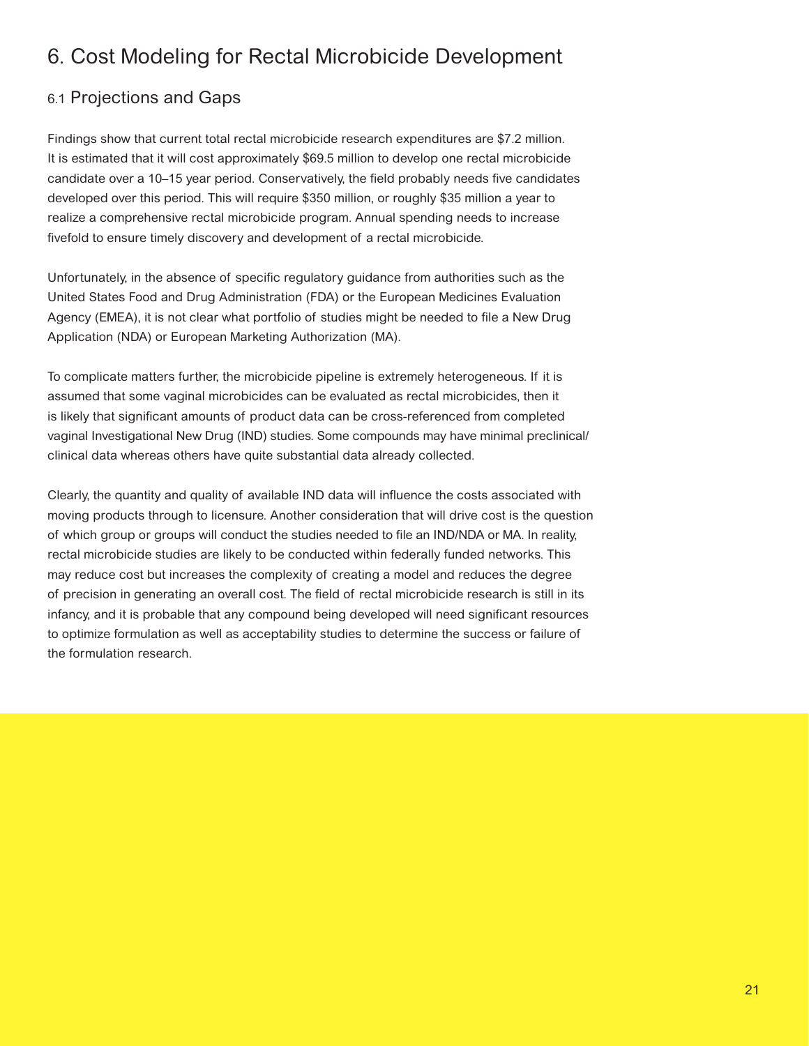# 6. Cost Modeling for Rectal Microbicide Development

## 6.1 Projections and Gaps

Findings show that current total rectal microbicide research expenditures are $7.2 million. It is estimated that it will cost approximately $69.5 million to develop one rectal microbicide candidate over a 10–15 year period. Conservatively, the field probably needs five candidates developed over this period. This will require $350 million, or roughly $35 million a year to realize a comprehensive rectal microbicide program. Annual spending needs to increase fivefold to ensure timely discovery and development of a rectal microbicide.

Unfortunately, in the absence of specific regulatory guidance from authorities such as the United States Food and Drug Administration (FDA) or the European Medicines Evaluation Agency (EMEA), it is not clear what portfolio of studies might be needed to file a New Drug Application (NDA) or European Marketing Authorization (MA).

To complicate matters further, the microbicide pipeline is extremely heterogeneous. If it is assumed that some vaginal microbicides can be evaluated as rectal microbicides, then it is likely that significant amounts of product data can be cross-referenced from completed vaginal Investigational New Drug (IND) studies. Some compounds may have minimal preclinical/clinical data whereas others have quite substantial data already collected.

Clearly, the quantity and quality of available IND data will influence the costs associated with moving products through to licensure. Another consideration that will drive cost is the question of which group or groups will conduct the studies needed to file an IND/NDA or MA. In reality, rectal microbicide studies are likely to be conducted within federally funded networks. This may reduce cost but increases the complexity of creating a model and reduces the degree of precision in generating an overall cost. The field of rectal microbicide research is still in its infancy, and it is probable that any compound being developed will need significant resources to optimize formulation as well as acceptability studies to determine the success or failure of the formulation research.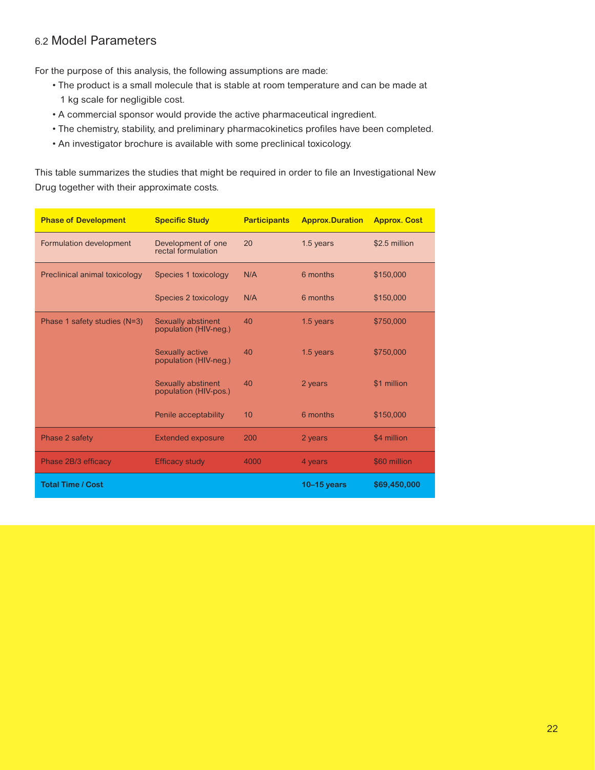## 6.2 Model Parameters

For the purpose of this analysis, the following assumptions are made:

- The product is a small molecule that is stable at room temperature and can be made at 1 kg scale for negligible cost.
- A commercial sponsor would provide the active pharmaceutical ingredient.
- The chemistry, stability, and preliminary pharmacokinetics profiles have been completed.
- An investigator brochure is available with some preclinical toxicology.

This table summarizes the studies that might be required in order to file an Investigational New Drug together with their approximate costs.

| Phase of Development | Specific Study | Participants | Approx.Duration | Approx. Cost |
|---|---|---|---|---|
| Formulation development | Development of one rectal formulation | 20 | 1.5 years | $2.5 million |
| Preclinical animal toxicology | Species 1 toxicology | N/A | 6 months | $150,000 |
| | Species 2 toxicology | N/A | 6 months | $150,000 |
| Phase 1 safety studies (N=3) | Sexually abstinent population (HIV-neg.) | 40 | 1.5 years | $750,000 |
| | Sexually active population (HIV-neg.) | 40 | 1.5 years | $750,000 |
| | Sexually abstinent population (HIV-pos.) | 40 | 2 years | $1 million |
| | Penile acceptability | 10 | 6 months | $150,000 |
| Phase 2 safety | Extended exposure | 200 | 2 years | $4 million |
| Phase 2B/3 efficacy | Efficacy study | 4000 | 4 years | $60 million |
| **Total Time / Cost** | | | **10–15 years** | **$69,450,000** |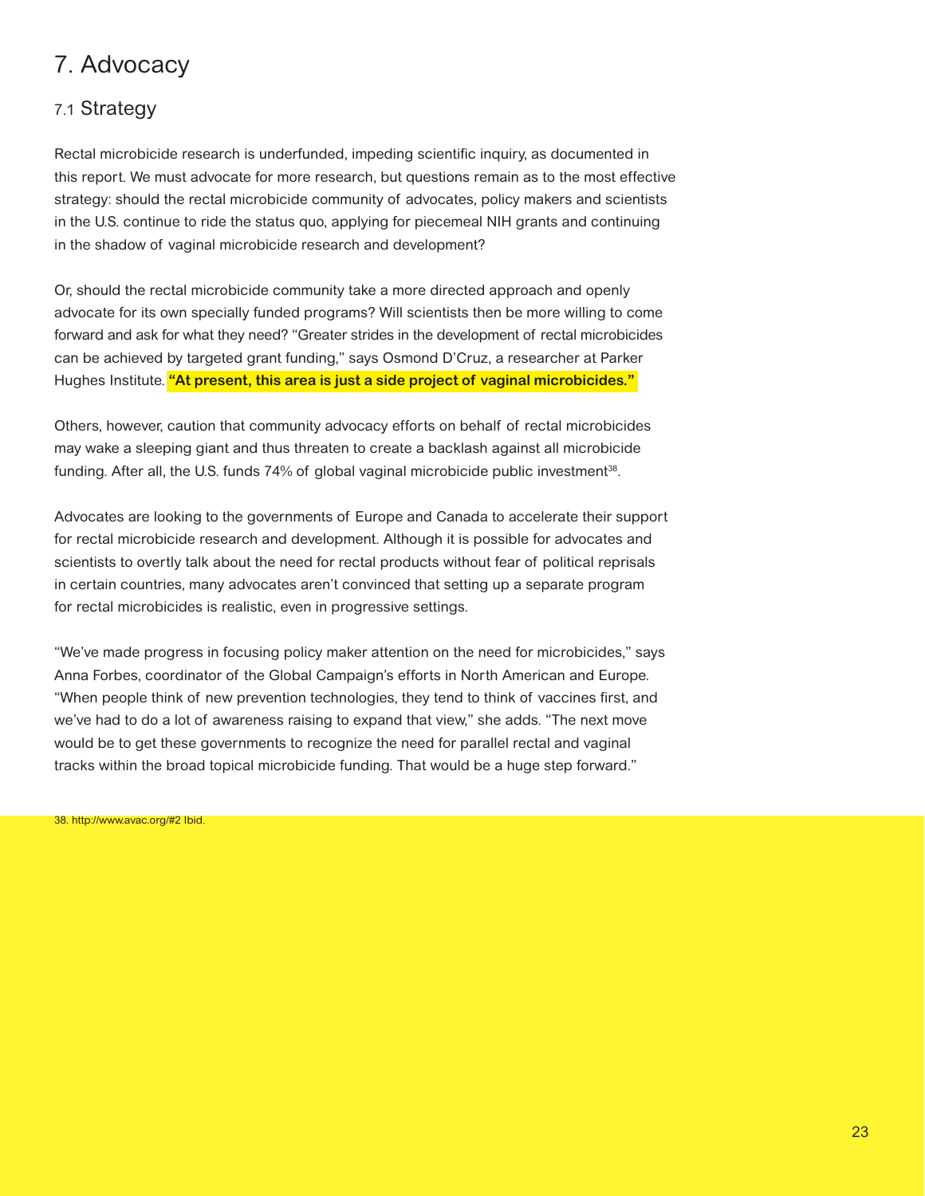# 7. Advocacy

## 7.1 Strategy

Rectal microbicide research is underfunded, impeding scientific inquiry, as documented in this report. We must advocate for more research, but questions remain as to the most effective strategy: should the rectal microbicide community of advocates, policy makers and scientists in the U.S. continue to ride the status quo, applying for piecemeal NIH grants and continuing in the shadow of vaginal microbicide research and development?

Or, should the rectal microbicide community take a more directed approach and openly advocate for its own specially funded programs? Will scientists then be more willing to come forward and ask for what they need? "Greater strides in the development of rectal microbicides can be achieved by targeted grant funding," says Osmond D'Cruz, a researcher at Parker Hughes Institute. **"At present, this area is just a side project of vaginal microbicides."**

Others, however, caution that community advocacy efforts on behalf of rectal microbicides may wake a sleeping giant and thus threaten to create a backlash against all microbicide funding. After all, the U.S. funds 74% of global vaginal microbicide public investment[38].

Advocates are looking to the governments of Europe and Canada to accelerate their support for rectal microbicide research and development. Although it is possible for advocates and scientists to overtly talk about the need for rectal products without fear of political reprisals in certain countries, many advocates aren't convinced that setting up a separate program for rectal microbicides is realistic, even in progressive settings.

"We've made progress in focusing policy maker attention on the need for microbicides," says Anna Forbes, coordinator of the Global Campaign's efforts in North American and Europe. "When people think of new prevention technologies, they tend to think of vaccines first, and we've had to do a lot of awareness raising to expand that view," she adds. "The next move would be to get these governments to recognize the need for parallel rectal and vaginal tracks within the broad topical microbicide funding. That would be a huge step forward."

38. http://www.avac.org/#2 Ibid.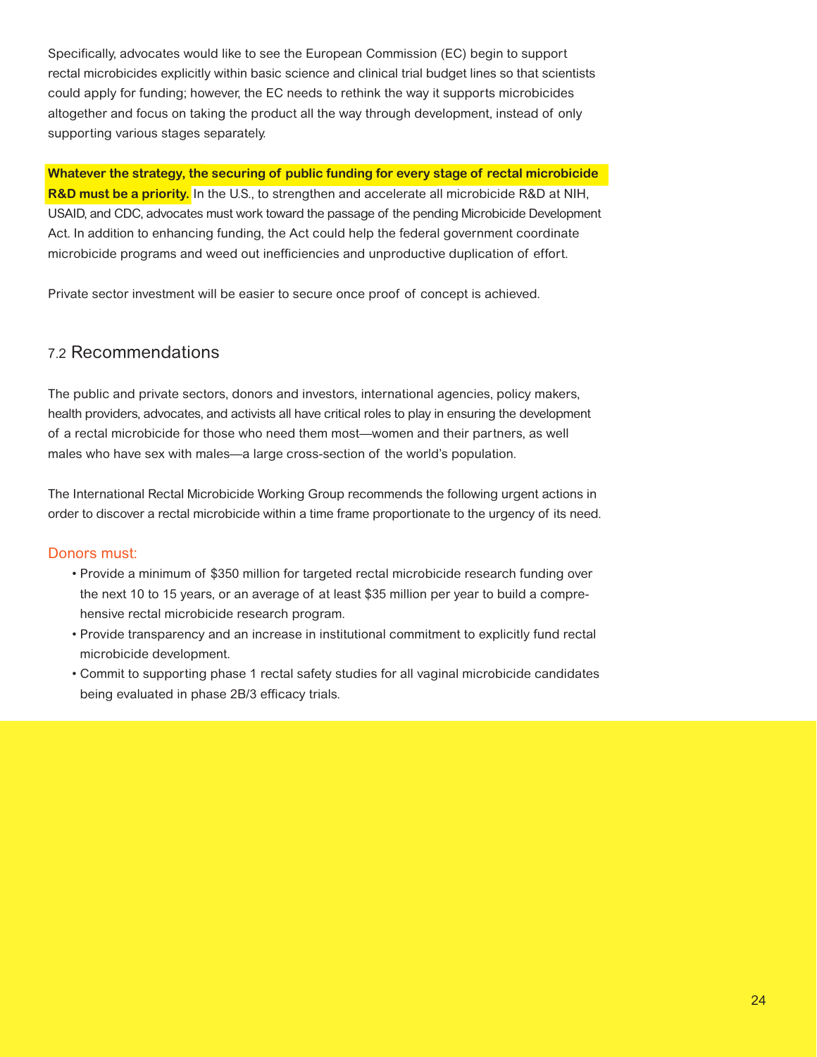Specifically, advocates would like to see the European Commission (EC) begin to support rectal microbicides explicitly within basic science and clinical trial budget lines so that scientists could apply for funding; however, the EC needs to rethink the way it supports microbicides altogether and focus on taking the product all the way through development, instead of only supporting various stages separately.

**Whatever the strategy, the securing of public funding for every stage of rectal microbicide R&D must be a priority.** In the U.S., to strengthen and accelerate all microbicide R&D at NIH, USAID, and CDC, advocates must work toward the passage of the pending Microbicide Development Act. In addition to enhancing funding, the Act could help the federal government coordinate microbicide programs and weed out inefficiencies and unproductive duplication of effort.

Private sector investment will be easier to secure once proof of concept is achieved.

## 7.2 Recommendations

The public and private sectors, donors and investors, international agencies, policy makers, health providers, advocates, and activists all have critical roles to play in ensuring the development of a rectal microbicide for those who need them most—women and their partners, as well males who have sex with males—a large cross-section of the world's population.

The International Rectal Microbicide Working Group recommends the following urgent actions in order to discover a rectal microbicide within a time frame proportionate to the urgency of its need.

### Donors must:

- Provide a minimum of $350 million for targeted rectal microbicide research funding over the next 10 to 15 years, or an average of at least $35 million per year to build a comprehensive rectal microbicide research program.
- Provide transparency and an increase in institutional commitment to explicitly fund rectal microbicide development.
- Commit to supporting phase 1 rectal safety studies for all vaginal microbicide candidates being evaluated in phase 2B/3 efficacy trials.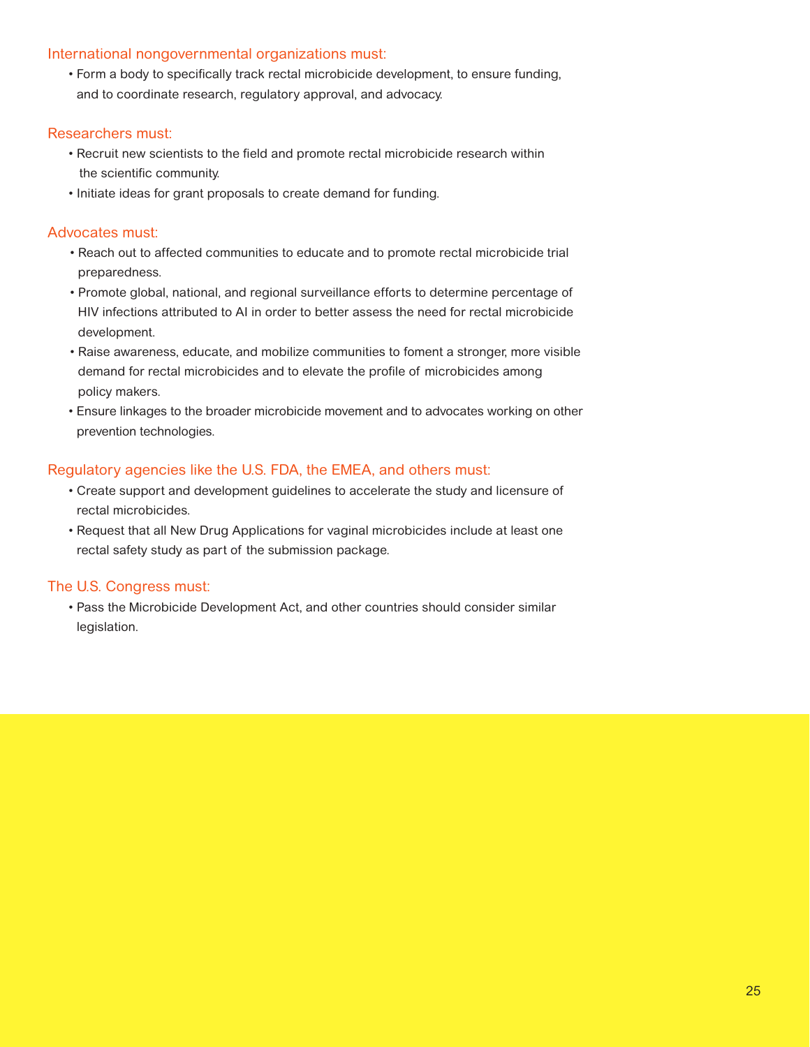### International nongovernmental organizations must:

- Form a body to specifically track rectal microbicide development, to ensure funding, and to coordinate research, regulatory approval, and advocacy.

### Researchers must:

- Recruit new scientists to the field and promote rectal microbicide research within the scientific community.
- Initiate ideas for grant proposals to create demand for funding.

### Advocates must:

- Reach out to affected communities to educate and to promote rectal microbicide trial preparedness.
- Promote global, national, and regional surveillance efforts to determine percentage of HIV infections attributed to AI in order to better assess the need for rectal microbicide development.
- Raise awareness, educate, and mobilize communities to foment a stronger, more visible demand for rectal microbicides and to elevate the profile of microbicides among policy makers.
- Ensure linkages to the broader microbicide movement and to advocates working on other prevention technologies.

### Regulatory agencies like the U.S. FDA, the EMEA, and others must:

- Create support and development guidelines to accelerate the study and licensure of rectal microbicides.
- Request that all New Drug Applications for vaginal microbicides include at least one rectal safety study as part of the submission package.

### The U.S. Congress must:

- Pass the Microbicide Development Act, and other countries should consider similar legislation.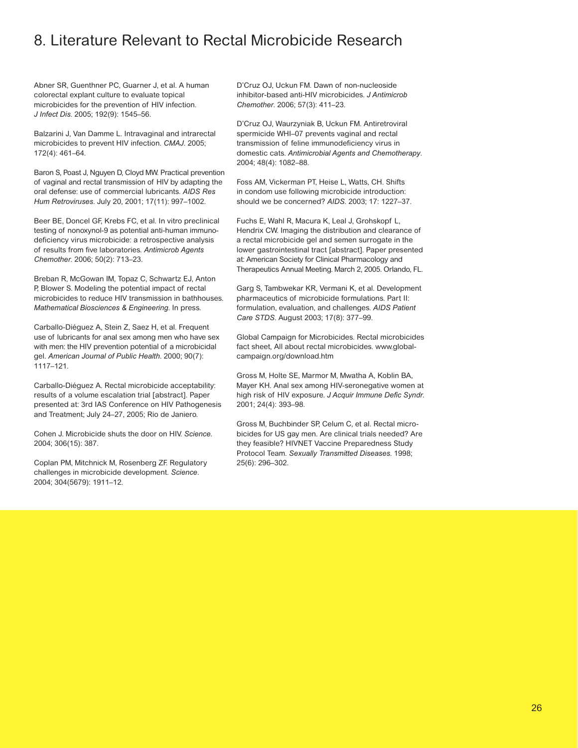# 8. Literature Relevant to Rectal Microbicide Research

Abner SR, Guenthner PC, Guarner J, et al. A human colorectal explant culture to evaluate topical microbicides for the prevention of HIV infection. *J Infect Dis*. 2005; 192(9): 1545–56.

Balzarini J, Van Damme L. Intravaginal and intrarectal microbicides to prevent HIV infection. *CMAJ*. 2005; 172(4): 461–64.

Baron S, Poast J, Nguyen D, Cloyd MW. Practical prevention of vaginal and rectal transmission of HIV by adapting the oral defense: use of commercial lubricants. *AIDS Res Hum Retroviruses*. July 20, 2001; 17(11): 997–1002.

Beer BE, Doncel GF, Krebs FC, et al. In vitro preclinical testing of nonoxynol-9 as potential anti-human immunodeficiency virus microbicide: a retrospective analysis of results from five laboratories. *Antimicrob Agents Chemother*. 2006; 50(2): 713–23.

Breban R, McGowan IM, Topaz C, Schwartz EJ, Anton P, Blower S. Modeling the potential impact of rectal microbicides to reduce HIV transmission in bathhouses. *Mathematical Biosciences & Engineering*. In press.

Carballo-Diéguez A, Stein Z, Saez H, et al. Frequent use of lubricants for anal sex among men who have sex with men: the HIV prevention potential of a microbicidal gel. *American Journal of Public Health*. 2000; 90(7): 1117–121.

Carballo-Diéguez A. Rectal microbicide acceptability: results of a volume escalation trial [abstract]. Paper presented at: 3rd IAS Conference on HIV Pathogenesis and Treatment; July 24–27, 2005; Rio de Janiero.

Cohen J. Microbicide shuts the door on HIV. *Science*. 2004; 306(15): 387.

Coplan PM, Mitchnick M, Rosenberg ZF. Regulatory challenges in microbicide development. *Science*. 2004; 304(5679): 1911–12.

D'Cruz OJ, Uckun FM. Dawn of non-nucleoside inhibitor-based anti-HIV microbicides. *J Antimicrob Chemother*. 2006; 57(3): 411–23.

D'Cruz OJ, Waurzyniak B, Uckun FM. Antiretroviral spermicide WHI–07 prevents vaginal and rectal transmission of feline immunodeficiency virus in domestic cats. *Antimicrobial Agents and Chemotherapy*. 2004; 48(4): 1082–88.

Foss AM, Vickerman PT, Heise L, Watts, CH. Shifts in condom use following microbicide introduction: should we be concerned? *AIDS*. 2003; 17: 1227–37.

Fuchs E, Wahl R, Macura K, Leal J, Grohskopf L, Hendrix CW. Imaging the distribution and clearance of a rectal microbicide gel and semen surrogate in the lower gastrointestinal tract [abstract]. Paper presented at: American Society for Clinical Pharmacology and Therapeutics Annual Meeting. March 2, 2005. Orlando, FL.

Garg S, Tambwekar KR, Vermani K, et al. Development pharmaceutics of microbicide formulations. Part II: formulation, evaluation, and challenges. *AIDS Patient Care STDS*. August 2003; 17(8): 377–99.

Global Campaign for Microbicides. Rectal microbicides fact sheet, All about rectal microbicides. www.global-campaign.org/download.htm

Gross M, Holte SE, Marmor M, Mwatha A, Koblin BA, Mayer KH. Anal sex among HIV-seronegative women at high risk of HIV exposure. *J Acquir Immune Defic Syndr*. 2001; 24(4): 393–98.

Gross M, Buchbinder SP, Celum C, et al. Rectal microbicides for US gay men. Are clinical trials needed? Are they feasible? HIVNET Vaccine Preparedness Study Protocol Team. *Sexually Transmitted Diseases*. 1998; 25(6): 296–302.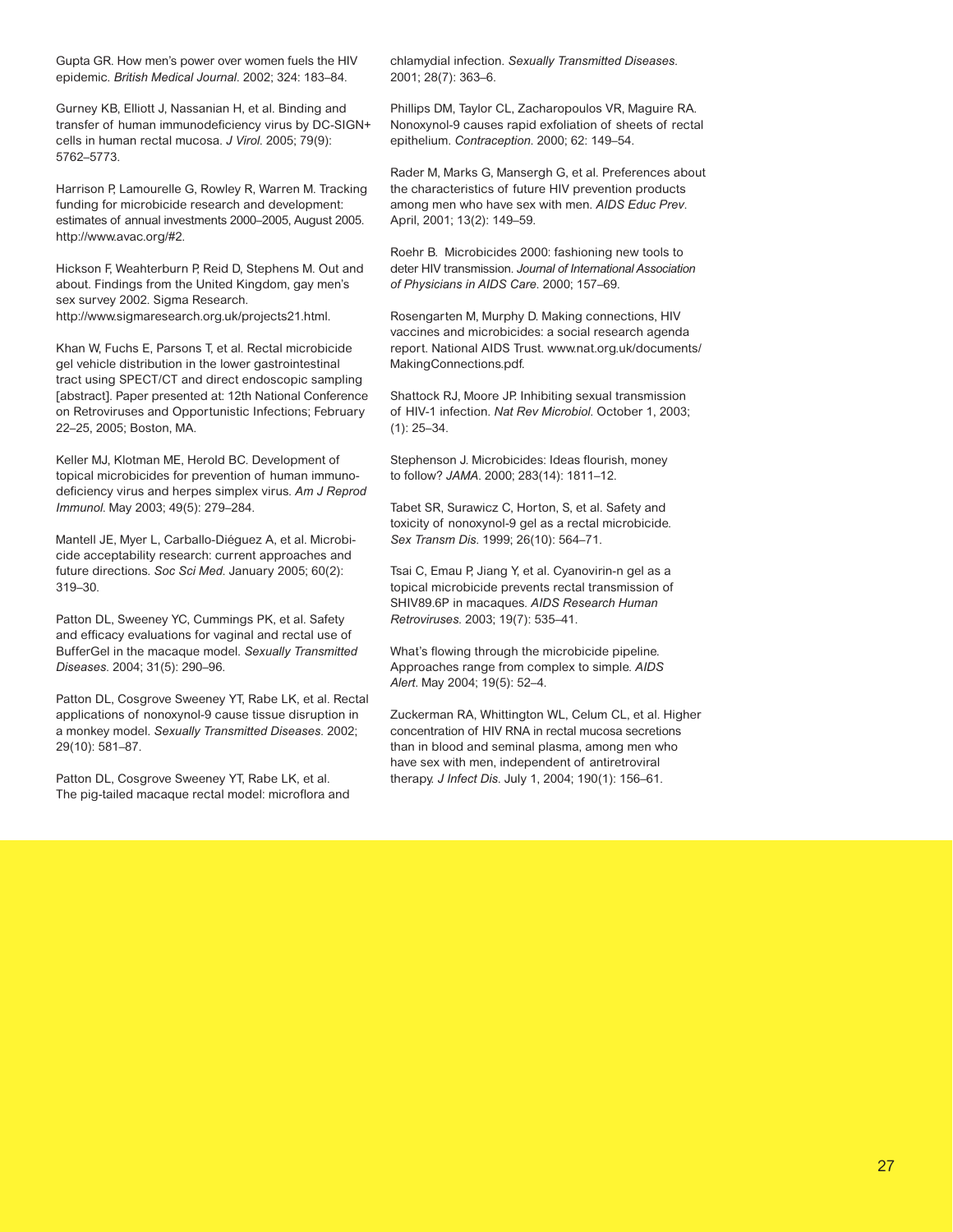Gupta GR. How men's power over women fuels the HIV epidemic. *British Medical Journal*. 2002; 324: 183–84.

Gurney KB, Elliott J, Nassanian H, et al. Binding and transfer of human immunodeficiency virus by DC-SIGN+ cells in human rectal mucosa. *J Virol*. 2005; 79(9): 5762–5773.

Harrison P, Lamourelle G, Rowley R, Warren M. Tracking funding for microbicide research and development: estimates of annual investments 2000–2005, August 2005. http://www.avac.org/#2.

Hickson F, Weahterburn P, Reid D, Stephens M. Out and about. Findings from the United Kingdom, gay men's sex survey 2002. Sigma Research. http://www.sigmaresearch.org.uk/projects21.html.

Khan W, Fuchs E, Parsons T, et al. Rectal microbicide gel vehicle distribution in the lower gastrointestinal tract using SPECT/CT and direct endoscopic sampling [abstract]. Paper presented at: 12th National Conference on Retroviruses and Opportunistic Infections; February 22–25, 2005; Boston, MA.

Keller MJ, Klotman ME, Herold BC. Development of topical microbicides for prevention of human immunodeficiency virus and herpes simplex virus. *Am J Reprod Immunol*. May 2003; 49(5): 279–284.

Mantell JE, Myer L, Carballo-Diéguez A, et al. Microbicide acceptability research: current approaches and future directions. *Soc Sci Med*. January 2005; 60(2): 319–30.

Patton DL, Sweeney YC, Cummings PK, et al. Safety and efficacy evaluations for vaginal and rectal use of BufferGel in the macaque model. *Sexually Transmitted Diseases*. 2004; 31(5): 290–96.

Patton DL, Cosgrove Sweeney YT, Rabe LK, et al. Rectal applications of nonoxynol-9 cause tissue disruption in a monkey model. *Sexually Transmitted Diseases*. 2002; 29(10): 581–87.

Patton DL, Cosgrove Sweeney YT, Rabe LK, et al. The pig-tailed macaque rectal model: microflora and chlamydial infection. *Sexually Transmitted Diseases*. 2001; 28(7): 363–6.

Phillips DM, Taylor CL, Zacharopoulos VR, Maguire RA. Nonoxynol-9 causes rapid exfoliation of sheets of rectal epithelium. *Contraception*. 2000; 62: 149–54.

Rader M, Marks G, Mansergh G, et al. Preferences about the characteristics of future HIV prevention products among men who have sex with men. *AIDS Educ Prev*. April, 2001; 13(2): 149–59.

Roehr B. Microbicides 2000: fashioning new tools to deter HIV transmission. *Journal of International Association of Physicians in AIDS Care*. 2000; 157–69.

Rosengarten M, Murphy D. Making connections, HIV vaccines and microbicides: a social research agenda report. National AIDS Trust. www.nat.org.uk/documents/MakingConnections.pdf.

Shattock RJ, Moore JP. Inhibiting sexual transmission of HIV-1 infection. *Nat Rev Microbiol*. October 1, 2003; (1): 25–34.

Stephenson J. Microbicides: Ideas flourish, money to follow? *JAMA*. 2000; 283(14): 1811–12.

Tabet SR, Surawicz C, Horton, S, et al. Safety and toxicity of nonoxynol-9 gel as a rectal microbicide. *Sex Transm Dis*. 1999; 26(10): 564–71.

Tsai C, Emau P, Jiang Y, et al. Cyanovirin-n gel as a topical microbicide prevents rectal transmission of SHIV89.6P in macaques. *AIDS Research Human Retroviruses*. 2003; 19(7): 535–41.

What's flowing through the microbicide pipeline. Approaches range from complex to simple. *AIDS Alert*. May 2004; 19(5): 52–4.

Zuckerman RA, Whittington WL, Celum CL, et al. Higher concentration of HIV RNA in rectal mucosa secretions than in blood and seminal plasma, among men who have sex with men, independent of antiretroviral therapy. *J Infect Dis*. July 1, 2004; 190(1): 156–61.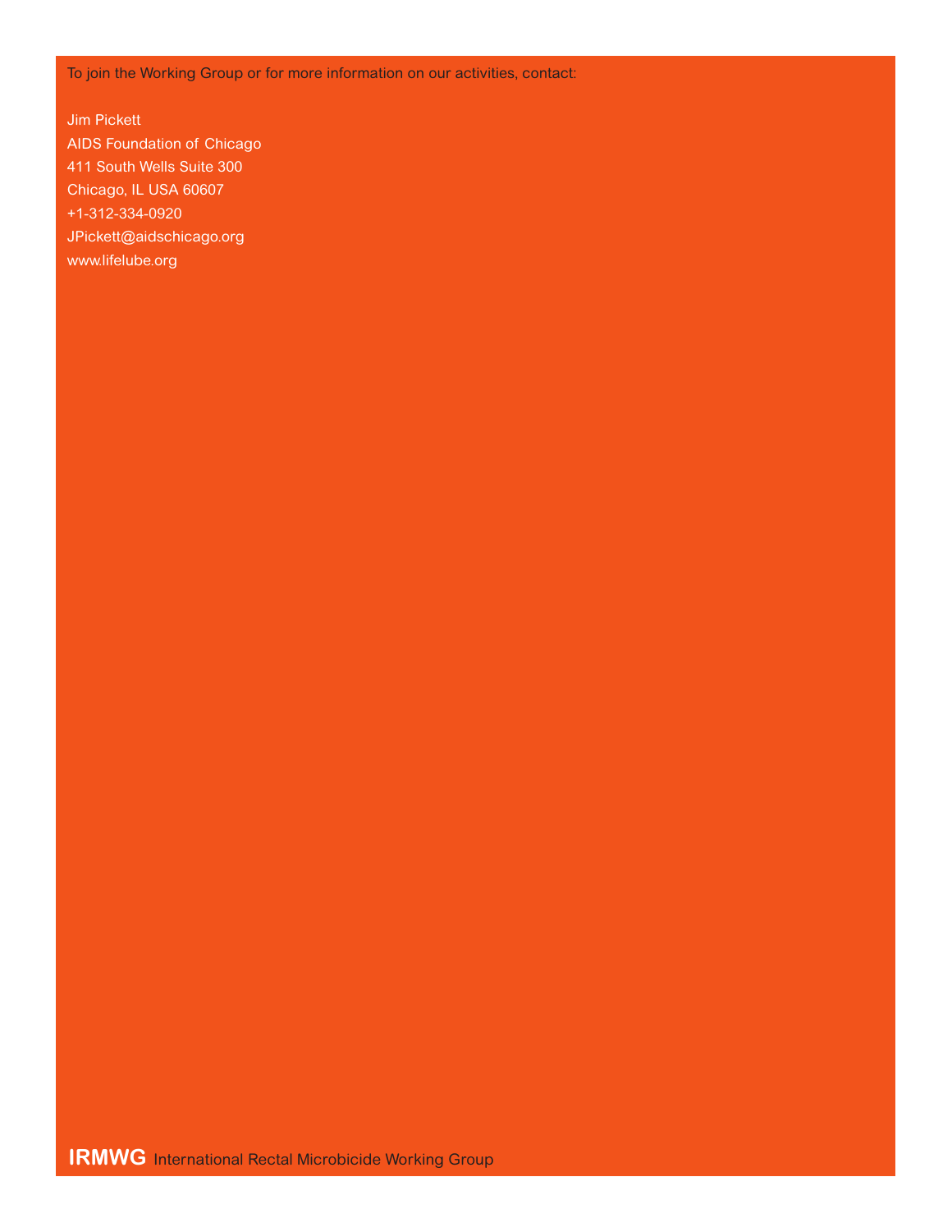To join the Working Group or for more information on our activities, contact:

Jim Pickett  
AIDS Foundation of Chicago  
411 South Wells Suite 300  
Chicago, IL USA 60607  
+1-312-334-0920  
JPickett@aidschicago.org  
www.lifelube.org

**IRMWG** International Rectal Microbicide Working Group